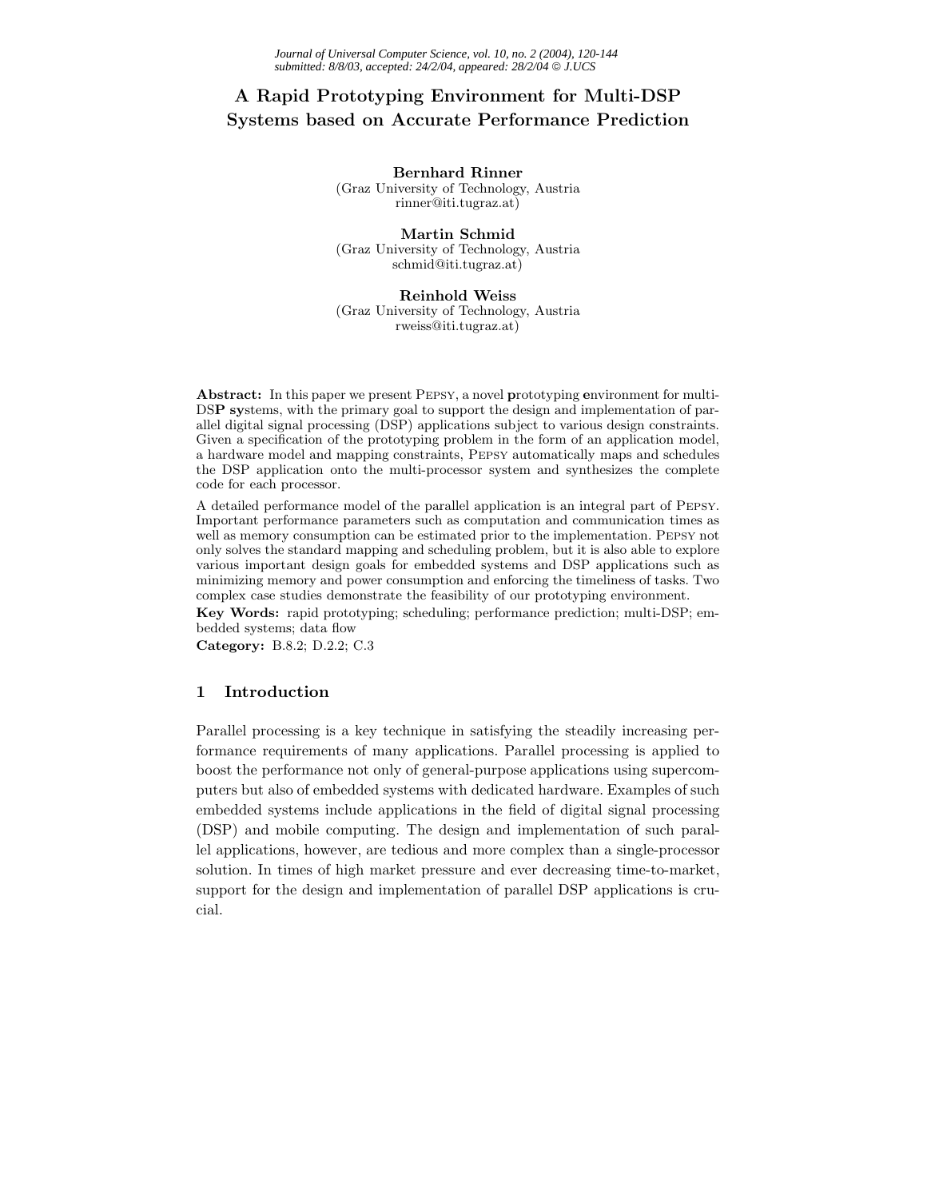# A Rapid Prototyping Environment for Multi-DSP Systems based on Accurate Performance Prediction

**Bernhard Rinner**
(Graz University of Technology, Austria
rinner@iti.tugraz.at)

**Martin Schmid**
(Graz University of Technology, Austria
schmid@iti.tugraz.at)

**Reinhold Weiss**
(Graz University of Technology, Austria
rweiss@iti.tugraz.at)

**Abstract:** In this paper we present Pepsy, a novel **p**rototyping **e**nvironment for multi-DS**P sy**stems, with the primary goal to support the design and implementation of parallel digital signal processing (DSP) applications subject to various design constraints. Given a specification of the prototyping problem in the form of an application model, a hardware model and mapping constraints, Pepsy automatically maps and schedules the DSP application onto the multi-processor system and synthesizes the complete code for each processor.

A detailed performance model of the parallel application is an integral part of Pepsy. Important performance parameters such as computation and communication times as well as memory consumption can be estimated prior to the implementation. Pepsy not only solves the standard mapping and scheduling problem, but it is also able to explore various important design goals for embedded systems and DSP applications such as minimizing memory and power consumption and enforcing the timeliness of tasks. Two complex case studies demonstrate the feasibility of our prototyping environment.

**Key Words:** rapid prototyping; scheduling; performance prediction; multi-DSP; embedded systems; data flow

**Category:** B.8.2; D.2.2; C.3

## 1 Introduction

Parallel processing is a key technique in satisfying the steadily increasing performance requirements of many applications. Parallel processing is applied to boost the performance not only of general-purpose applications using supercomputers but also of embedded systems with dedicated hardware. Examples of such embedded systems include applications in the field of digital signal processing (DSP) and mobile computing. The design and implementation of such parallel applications, however, are tedious and more complex than a single-processor solution. In times of high market pressure and ever decreasing time-to-market, support for the design and implementation of parallel DSP applications is crucial.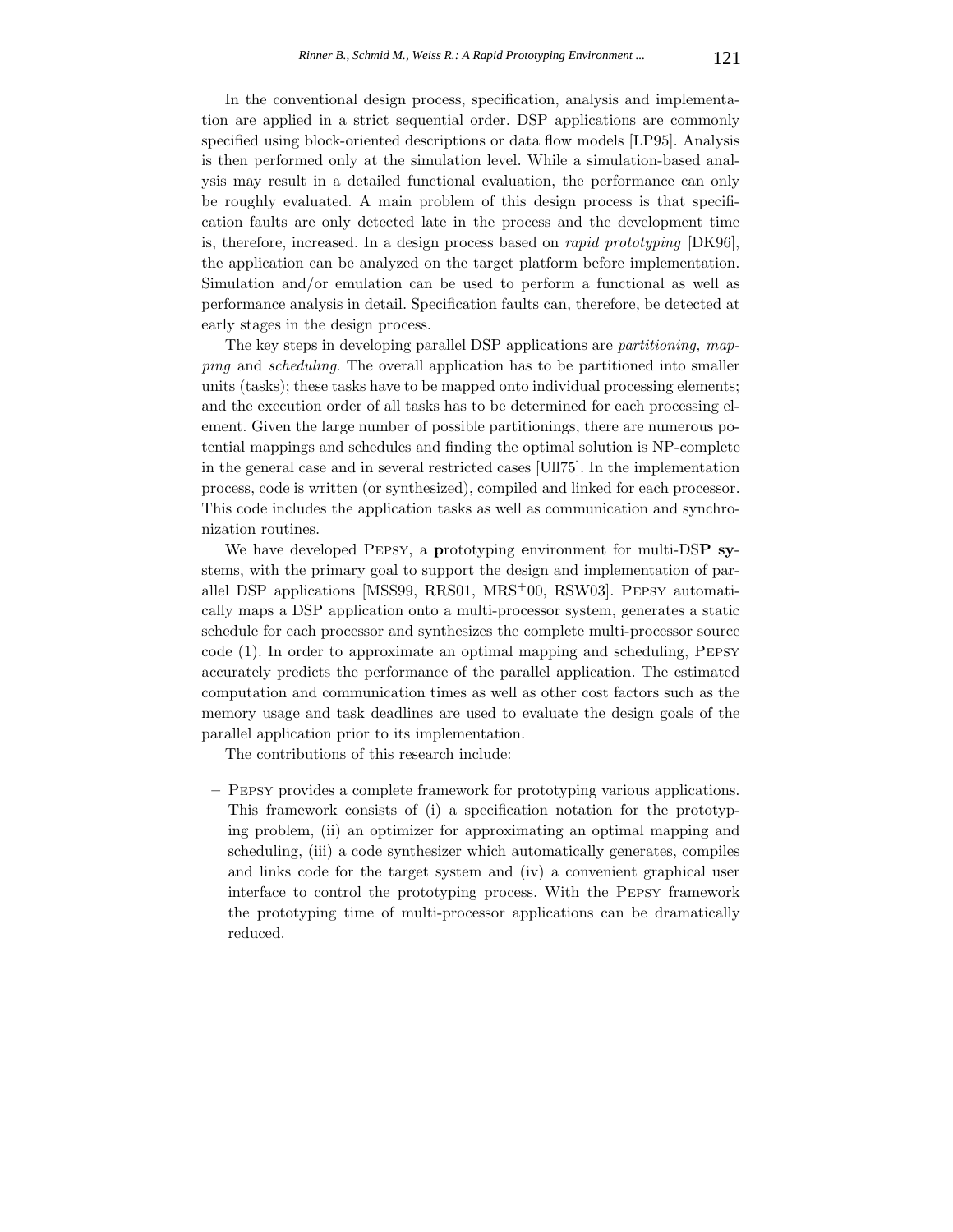In the conventional design process, specification, analysis and implementation are applied in a strict sequential order. DSP applications are commonly specified using block-oriented descriptions or data flow models [LP95]. Analysis is then performed only at the simulation level. While a simulation-based analysis may result in a detailed functional evaluation, the performance can only be roughly evaluated. A main problem of this design process is that specification faults are only detected late in the process and the development time is, therefore, increased. In a design process based on *rapid prototyping* [DK96], the application can be analyzed on the target platform before implementation. Simulation and/or emulation can be used to perform a functional as well as performance analysis in detail. Specification faults can, therefore, be detected at early stages in the design process.

The key steps in developing parallel DSP applications are *partitioning, mapping* and *scheduling*. The overall application has to be partitioned into smaller units (tasks); these tasks have to be mapped onto individual processing elements; and the execution order of all tasks has to be determined for each processing element. Given the large number of possible partitionings, there are numerous potential mappings and schedules and finding the optimal solution is NP-complete in the general case and in several restricted cases [Ull75]. In the implementation process, code is written (or synthesized), compiled and linked for each processor. This code includes the application tasks as well as communication and synchronization routines.

We have developed Pepsy, a **p**rototyping **e**nvironment for multi-DS**P sy**stems, with the primary goal to support the design and implementation of parallel DSP applications [MSS99, RRS01, MRS+00, RSW03]. Pepsy automatically maps a DSP application onto a multi-processor system, generates a static schedule for each processor and synthesizes the complete multi-processor source code (1). In order to approximate an optimal mapping and scheduling, Pepsy accurately predicts the performance of the parallel application. The estimated computation and communication times as well as other cost factors such as the memory usage and task deadlines are used to evaluate the design goals of the parallel application prior to its implementation.

The contributions of this research include:

– Pepsy provides a complete framework for prototyping various applications. This framework consists of (i) a specification notation for the prototyping problem, (ii) an optimizer for approximating an optimal mapping and scheduling, (iii) a code synthesizer which automatically generates, compiles and links code for the target system and (iv) a convenient graphical user interface to control the prototyping process. With the Pepsy framework the prototyping time of multi-processor applications can be dramatically reduced.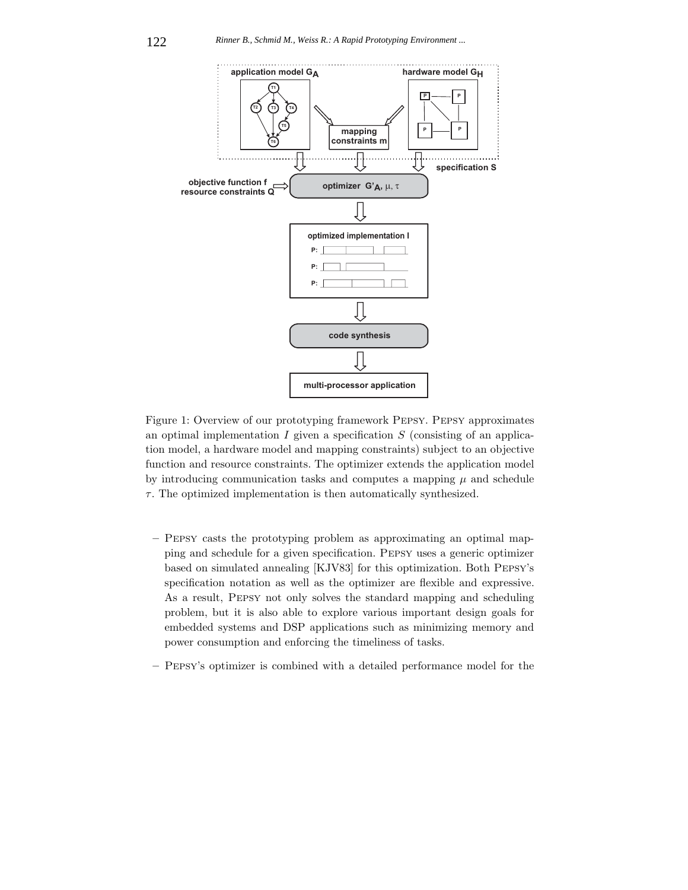Figure 1: Overview of our prototyping framework PEPSY. PEPSY approximates an optimal implementation $I$ given a specification $S$ (consisting of an application model, a hardware model and mapping constraints) subject to an objective function and resource constraints. The optimizer extends the application model by introducing communication tasks and computes a mapping $\mu$ and schedule $\tau$. The optimized implementation is then automatically synthesized.

- PEPSY casts the prototyping problem as approximating an optimal mapping and schedule for a given specification. PEPSY uses a generic optimizer based on simulated annealing [KJV83] for this optimization. Both PEPSY's specification notation as well as the optimizer are flexible and expressive. As a result, PEPSY not only solves the standard mapping and scheduling problem, but it is also able to explore various important design goals for embedded systems and DSP applications such as minimizing memory and power consumption and enforcing the timeliness of tasks.
- PEPSY's optimizer is combined with a detailed performance model for the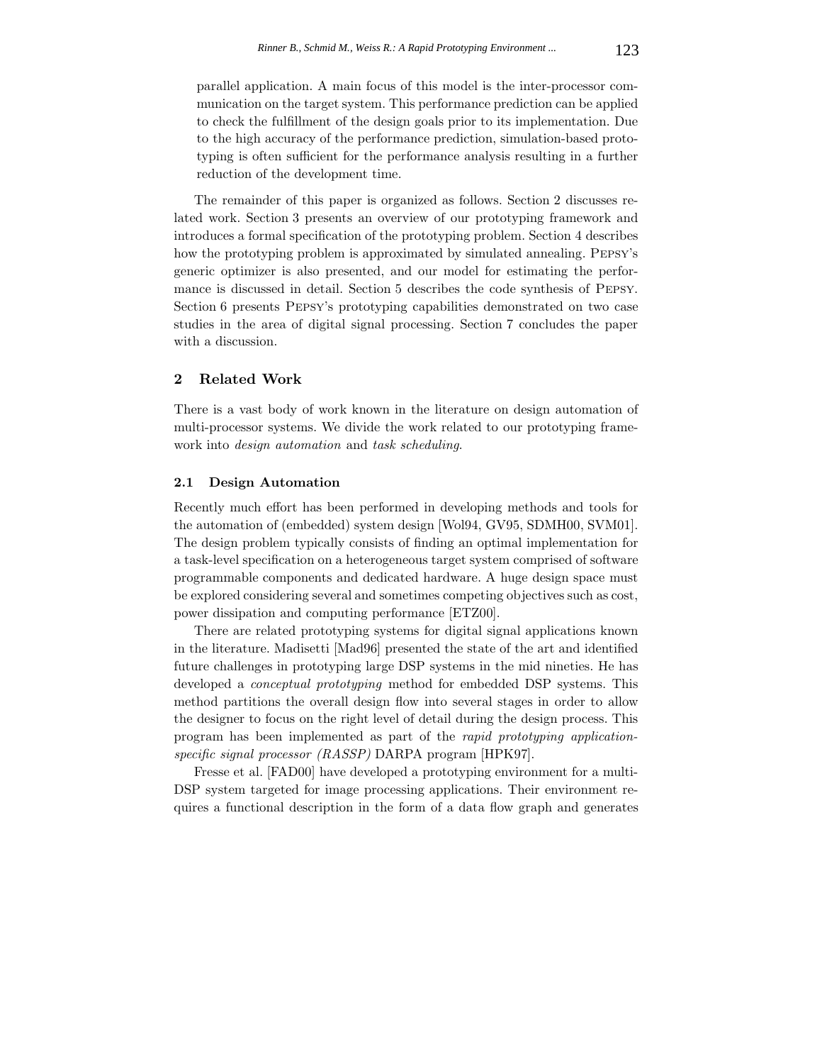parallel application. A main focus of this model is the inter-processor communication on the target system. This performance prediction can be applied to check the fulfillment of the design goals prior to its implementation. Due to the high accuracy of the performance prediction, simulation-based prototyping is often sufficient for the performance analysis resulting in a further reduction of the development time.

The remainder of this paper is organized as follows. Section 2 discusses related work. Section 3 presents an overview of our prototyping framework and introduces a formal specification of the prototyping problem. Section 4 describes how the prototyping problem is approximated by simulated annealing. Pepsy's generic optimizer is also presented, and our model for estimating the performance is discussed in detail. Section 5 describes the code synthesis of Pepsy. Section 6 presents Pepsy's prototyping capabilities demonstrated on two case studies in the area of digital signal processing. Section 7 concludes the paper with a discussion.

## 2 Related Work

There is a vast body of work known in the literature on design automation of multi-processor systems. We divide the work related to our prototyping framework into *design automation* and *task scheduling*.

### 2.1 Design Automation

Recently much effort has been performed in developing methods and tools for the automation of (embedded) system design [Wol94, GV95, SDMH00, SVM01]. The design problem typically consists of finding an optimal implementation for a task-level specification on a heterogeneous target system comprised of software programmable components and dedicated hardware. A huge design space must be explored considering several and sometimes competing objectives such as cost, power dissipation and computing performance [ETZ00].

There are related prototyping systems for digital signal applications known in the literature. Madisetti [Mad96] presented the state of the art and identified future challenges in prototyping large DSP systems in the mid nineties. He has developed a *conceptual prototyping* method for embedded DSP systems. This method partitions the overall design flow into several stages in order to allow the designer to focus on the right level of detail during the design process. This program has been implemented as part of the *rapid prototyping application-specific signal processor (RASSP)* DARPA program [HPK97].

Fresse et al. [FAD00] have developed a prototyping environment for a multi-DSP system targeted for image processing applications. Their environment requires a functional description in the form of a data flow graph and generates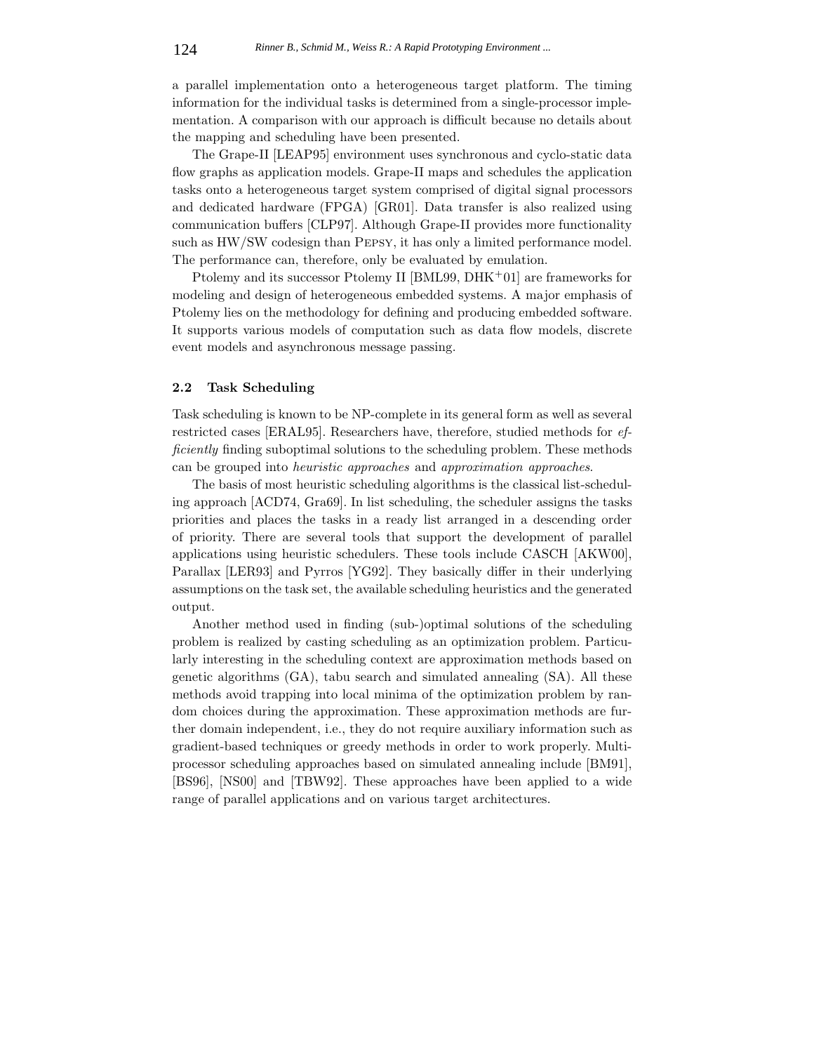a parallel implementation onto a heterogeneous target platform. The timing information for the individual tasks is determined from a single-processor implementation. A comparison with our approach is difficult because no details about the mapping and scheduling have been presented.

The Grape-II [LEAP95] environment uses synchronous and cyclo-static data flow graphs as application models. Grape-II maps and schedules the application tasks onto a heterogeneous target system comprised of digital signal processors and dedicated hardware (FPGA) [GR01]. Data transfer is also realized using communication buffers [CLP97]. Although Grape-II provides more functionality such as HW/SW codesign than Pepsy, it has only a limited performance model. The performance can, therefore, only be evaluated by emulation.

Ptolemy and its successor Ptolemy II [BML99, DHK+01] are frameworks for modeling and design of heterogeneous embedded systems. A major emphasis of Ptolemy lies on the methodology for defining and producing embedded software. It supports various models of computation such as data flow models, discrete event models and asynchronous message passing.

### 2.2 Task Scheduling

Task scheduling is known to be NP-complete in its general form as well as several restricted cases [ERAL95]. Researchers have, therefore, studied methods for *efficiently* finding suboptimal solutions to the scheduling problem. These methods can be grouped into *heuristic approaches* and *approximation approaches*.

The basis of most heuristic scheduling algorithms is the classical list-scheduling approach [ACD74, Gra69]. In list scheduling, the scheduler assigns the tasks priorities and places the tasks in a ready list arranged in a descending order of priority. There are several tools that support the development of parallel applications using heuristic schedulers. These tools include CASCH [AKW00], Parallax [LER93] and Pyrros [YG92]. They basically differ in their underlying assumptions on the task set, the available scheduling heuristics and the generated output.

Another method used in finding (sub-)optimal solutions of the scheduling problem is realized by casting scheduling as an optimization problem. Particularly interesting in the scheduling context are approximation methods based on genetic algorithms (GA), tabu search and simulated annealing (SA). All these methods avoid trapping into local minima of the optimization problem by random choices during the approximation. These approximation methods are further domain independent, i.e., they do not require auxiliary information such as gradient-based techniques or greedy methods in order to work properly. Multiprocessor scheduling approaches based on simulated annealing include [BM91], [BS96], [NS00] and [TBW92]. These approaches have been applied to a wide range of parallel applications and on various target architectures.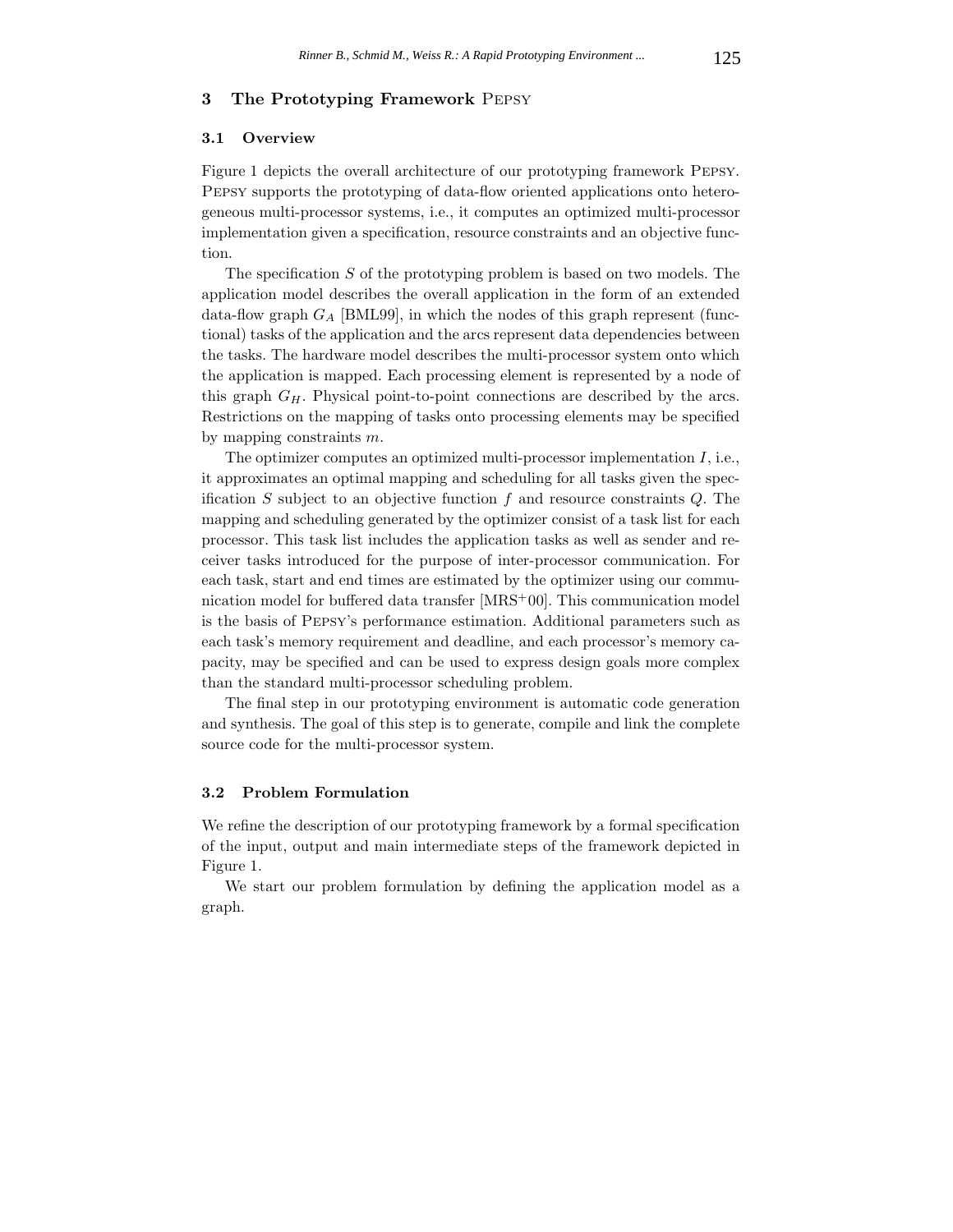## 3 The Prototyping Framework Pepsy

### 3.1 Overview

Figure 1 depicts the overall architecture of our prototyping framework Pepsy. Pepsy supports the prototyping of data-flow oriented applications onto heterogeneous multi-processor systems, i.e., it computes an optimized multi-processor implementation given a specification, resource constraints and an objective function.

The specification $S$ of the prototyping problem is based on two models. The application model describes the overall application in the form of an extended data-flow graph $G_A$ [BML99], in which the nodes of this graph represent (functional) tasks of the application and the arcs represent data dependencies between the tasks. The hardware model describes the multi-processor system onto which the application is mapped. Each processing element is represented by a node of this graph $G_H$. Physical point-to-point connections are described by the arcs. Restrictions on the mapping of tasks onto processing elements may be specified by mapping constraints $m$.

The optimizer computes an optimized multi-processor implementation $I$, i.e., it approximates an optimal mapping and scheduling for all tasks given the specification $S$ subject to an objective function $f$ and resource constraints $Q$. The mapping and scheduling generated by the optimizer consist of a task list for each processor. This task list includes the application tasks as well as sender and receiver tasks introduced for the purpose of inter-processor communication. For each task, start and end times are estimated by the optimizer using our communication model for buffered data transfer [MRS+00]. This communication model is the basis of Pepsy's performance estimation. Additional parameters such as each task's memory requirement and deadline, and each processor's memory capacity, may be specified and can be used to express design goals more complex than the standard multi-processor scheduling problem.

The final step in our prototyping environment is automatic code generation and synthesis. The goal of this step is to generate, compile and link the complete source code for the multi-processor system.

### 3.2 Problem Formulation

We refine the description of our prototyping framework by a formal specification of the input, output and main intermediate steps of the framework depicted in Figure 1.

We start our problem formulation by defining the application model as a graph.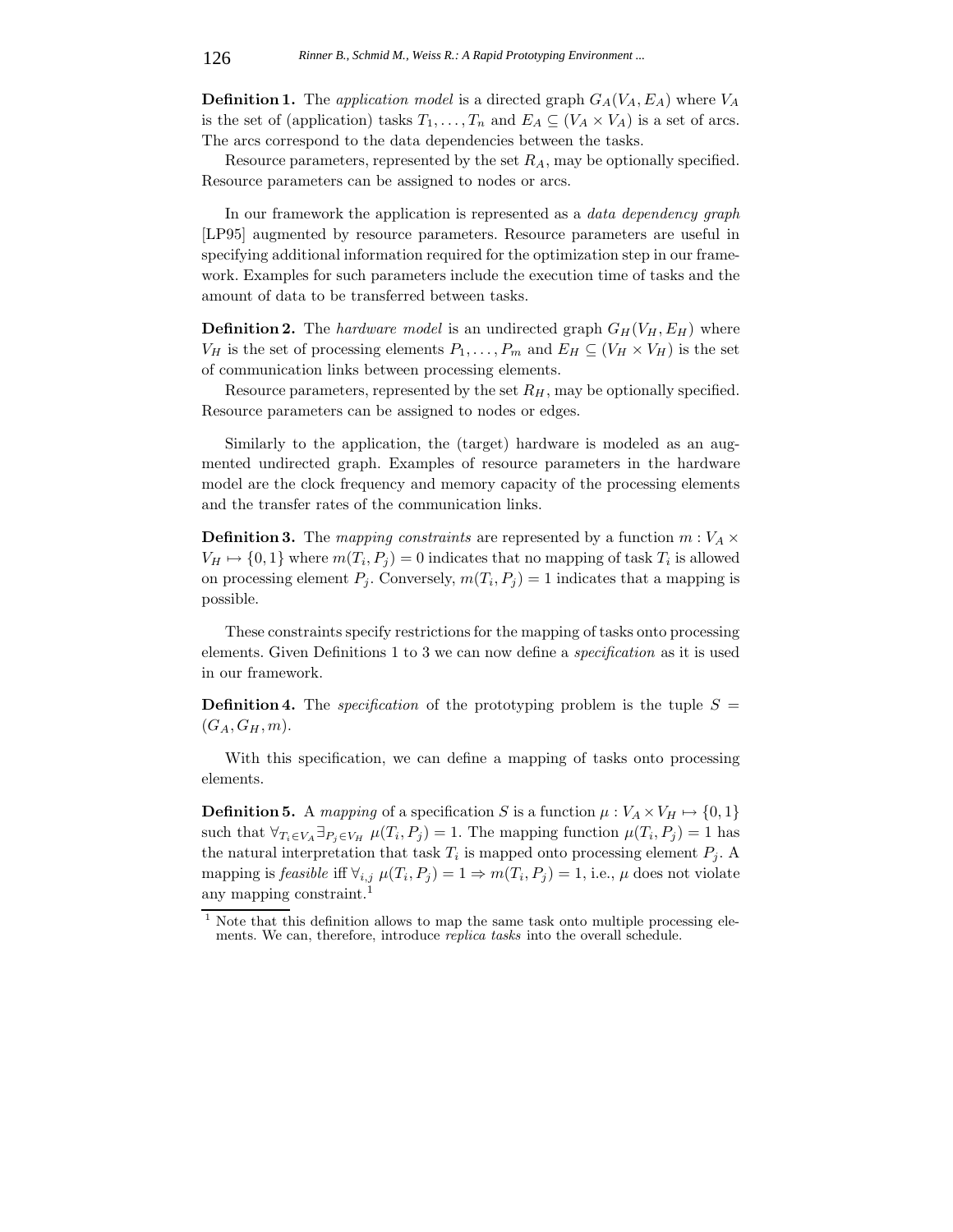**Definition 1.** The *application model* is a directed graph $G_A(V_A, E_A)$ where $V_A$ is the set of (application) tasks $T_1, \ldots, T_n$ and $E_A \subseteq (V_A \times V_A)$ is a set of arcs. The arcs correspond to the data dependencies between the tasks.

Resource parameters, represented by the set $R_A$, may be optionally specified. Resource parameters can be assigned to nodes or arcs.

In our framework the application is represented as a *data dependency graph* [LP95] augmented by resource parameters. Resource parameters are useful in specifying additional information required for the optimization step in our framework. Examples for such parameters include the execution time of tasks and the amount of data to be transferred between tasks.

**Definition 2.** The *hardware model* is an undirected graph $G_H(V_H, E_H)$ where $V_H$ is the set of processing elements $P_1, \ldots, P_m$ and $E_H \subseteq (V_H \times V_H)$ is the set of communication links between processing elements.

Resource parameters, represented by the set $R_H$, may be optionally specified. Resource parameters can be assigned to nodes or edges.

Similarly to the application, the (target) hardware is modeled as an augmented undirected graph. Examples of resource parameters in the hardware model are the clock frequency and memory capacity of the processing elements and the transfer rates of the communication links.

**Definition 3.** The *mapping constraints* are represented by a function $m : V_A \times V_H \mapsto \{0, 1\}$ where $m(T_i, P_j) = 0$ indicates that no mapping of task $T_i$ is allowed on processing element $P_j$. Conversely, $m(T_i, P_j) = 1$ indicates that a mapping is possible.

These constraints specify restrictions for the mapping of tasks onto processing elements. Given Definitions 1 to 3 we can now define a *specification* as it is used in our framework.

**Definition 4.** The *specification* of the prototyping problem is the tuple $S = (G_A, G_H, m)$.

With this specification, we can define a mapping of tasks onto processing elements.

**Definition 5.** A *mapping* of a specification $S$ is a function $\mu : V_A \times V_H \mapsto \{0, 1\}$ such that $\forall_{T_i \in V_A} \exists_{P_j \in V_H}\ \mu(T_i, P_j) = 1$. The mapping function $\mu(T_i, P_j) = 1$ has the natural interpretation that task $T_i$ is mapped onto processing element $P_j$. A mapping is *feasible* iff $\forall_{i,j}\ \mu(T_i, P_j) = 1 \Rightarrow m(T_i, P_j) = 1$, i.e., $\mu$ does not violate any mapping constraint.[1]

[1] Note that this definition allows to map the same task onto multiple processing elements. We can, therefore, introduce *replica tasks* into the overall schedule.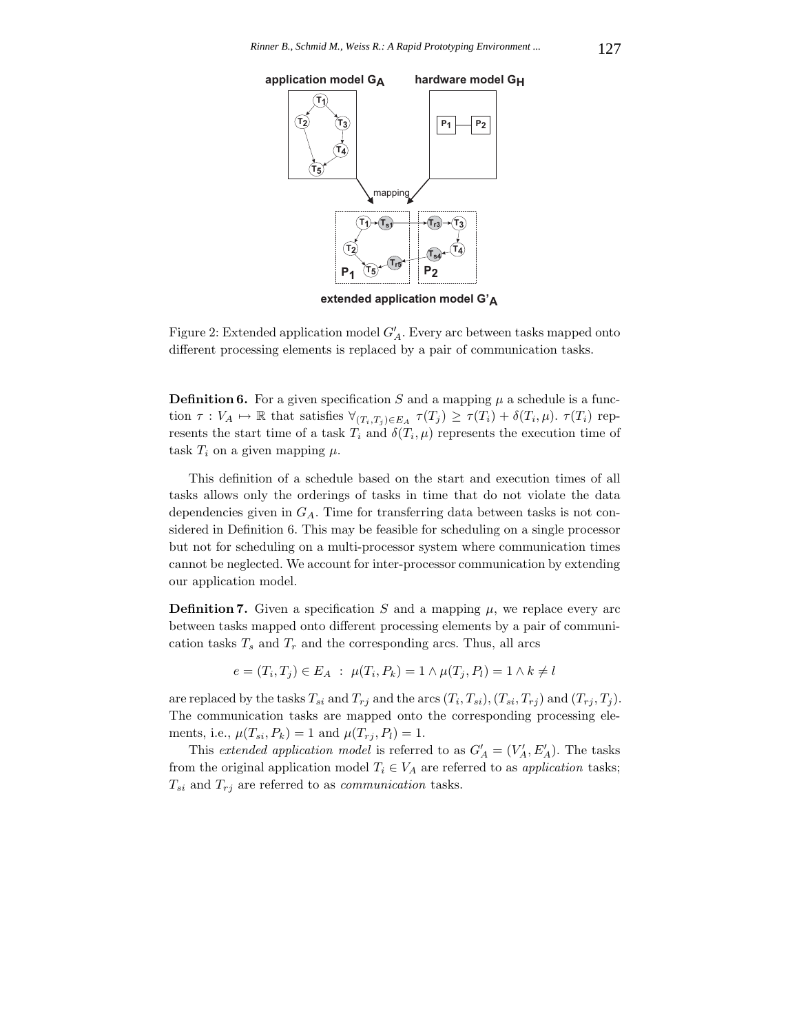Figure 2: Extended application model $G'_A$. Every arc between tasks mapped onto different processing elements is replaced by a pair of communication tasks.

**Definition 6.** For a given specification $S$ and a mapping $\mu$ a schedule is a function $\tau : V_A \mapsto \mathbb{R}$ that satisfies $\forall_{(T_i,T_j)\in E_A}\ \tau(T_j) \geq \tau(T_i) + \delta(T_i, \mu)$. $\tau(T_i)$ represents the start time of a task $T_i$ and $\delta(T_i, \mu)$ represents the execution time of task $T_i$ on a given mapping $\mu$.

This definition of a schedule based on the start and execution times of all tasks allows only the orderings of tasks in time that do not violate the data dependencies given in $G_A$. Time for transferring data between tasks is not considered in Definition 6. This may be feasible for scheduling on a single processor but not for scheduling on a multi-processor system where communication times cannot be neglected. We account for inter-processor communication by extending our application model.

**Definition 7.** Given a specification $S$ and a mapping $\mu$, we replace every arc between tasks mapped onto different processing elements by a pair of communication tasks $T_s$ and $T_r$ and the corresponding arcs. Thus, all arcs

$$e = (T_i, T_j) \in E_A \ : \ \mu(T_i, P_k) = 1 \wedge \mu(T_j, P_l) = 1 \wedge k \neq l$$

are replaced by the tasks $T_{si}$ and $T_{rj}$ and the arcs $(T_i, T_{si})$, $(T_{si}, T_{rj})$ and $(T_{rj}, T_j)$. The communication tasks are mapped onto the corresponding processing elements, i.e., $\mu(T_{si}, P_k) = 1$ and $\mu(T_{rj}, P_l) = 1$.

This *extended application model* is referred to as $G'_A = (V'_A, E'_A)$. The tasks from the original application model $T_i \in V_A$ are referred to as *application* tasks; $T_{si}$ and $T_{rj}$ are referred to as *communication* tasks.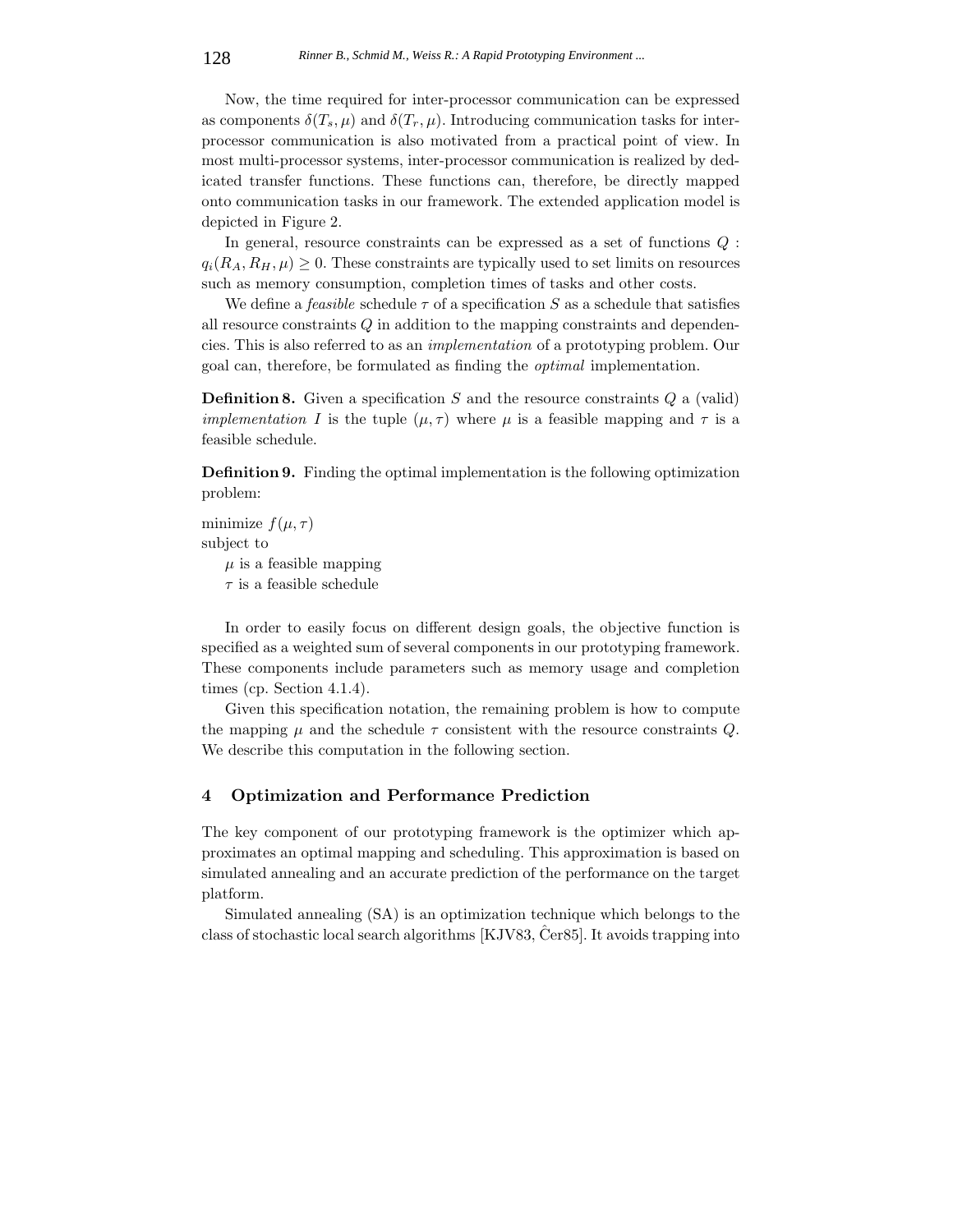Now, the time required for inter-processor communication can be expressed as components $\delta(T_s, \mu)$ and $\delta(T_r, \mu)$. Introducing communication tasks for inter-processor communication is also motivated from a practical point of view. In most multi-processor systems, inter-processor communication is realized by dedicated transfer functions. These functions can, therefore, be directly mapped onto communication tasks in our framework. The extended application model is depicted in Figure 2.

In general, resource constraints can be expressed as a set of functions $Q : q_i(R_A, R_H, \mu) \geq 0$. These constraints are typically used to set limits on resources such as memory consumption, completion times of tasks and other costs.

We define a *feasible* schedule $\tau$ of a specification $S$ as a schedule that satisfies all resource constraints $Q$ in addition to the mapping constraints and dependencies. This is also referred to as an *implementation* of a prototyping problem. Our goal can, therefore, be formulated as finding the *optimal* implementation.

**Definition 8.** Given a specification $S$ and the resource constraints $Q$ a (valid) *implementation* $I$ is the tuple $(\mu, \tau)$ where $\mu$ is a feasible mapping and $\tau$ is a feasible schedule.

**Definition 9.** Finding the optimal implementation is the following optimization problem:

minimize $f(\mu, \tau)$
subject to
  $\mu$ is a feasible mapping
  $\tau$ is a feasible schedule

In order to easily focus on different design goals, the objective function is specified as a weighted sum of several components in our prototyping framework. These components include parameters such as memory usage and completion times (cp. Section 4.1.4).

Given this specification notation, the remaining problem is how to compute the mapping $\mu$ and the schedule $\tau$ consistent with the resource constraints $Q$. We describe this computation in the following section.

## 4 Optimization and Performance Prediction

The key component of our prototyping framework is the optimizer which approximates an optimal mapping and scheduling. This approximation is based on simulated annealing and an accurate prediction of the performance on the target platform.

Simulated annealing (SA) is an optimization technique which belongs to the class of stochastic local search algorithms [KJV83, Ĉer85]. It avoids trapping into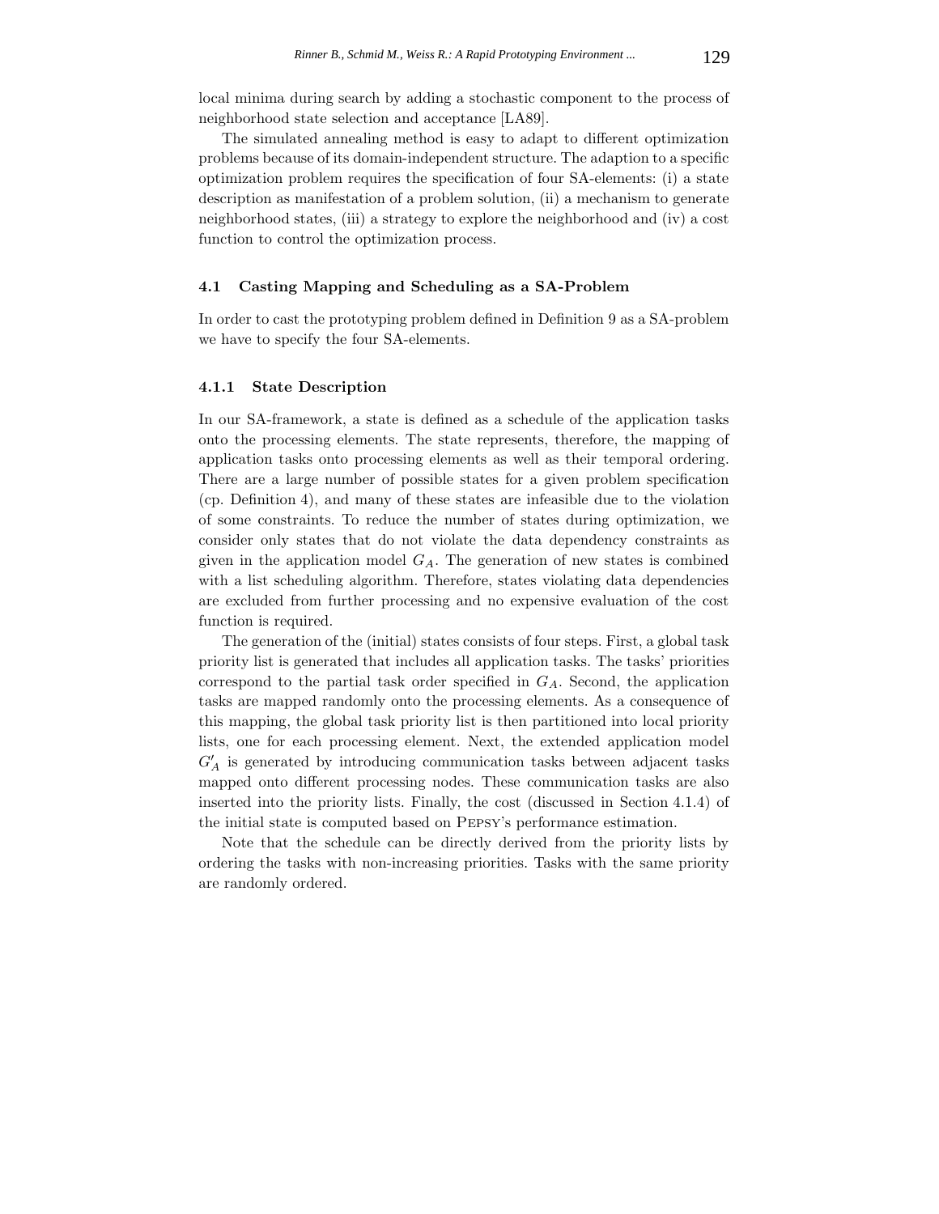local minima during search by adding a stochastic component to the process of neighborhood state selection and acceptance [LA89].

The simulated annealing method is easy to adapt to different optimization problems because of its domain-independent structure. The adaption to a specific optimization problem requires the specification of four SA-elements: (i) a state description as manifestation of a problem solution, (ii) a mechanism to generate neighborhood states, (iii) a strategy to explore the neighborhood and (iv) a cost function to control the optimization process.

### 4.1 Casting Mapping and Scheduling as a SA-Problem

In order to cast the prototyping problem defined in Definition 9 as a SA-problem we have to specify the four SA-elements.

#### 4.1.1 State Description

In our SA-framework, a state is defined as a schedule of the application tasks onto the processing elements. The state represents, therefore, the mapping of application tasks onto processing elements as well as their temporal ordering. There are a large number of possible states for a given problem specification (cp. Definition 4), and many of these states are infeasible due to the violation of some constraints. To reduce the number of states during optimization, we consider only states that do not violate the data dependency constraints as given in the application model $G_A$. The generation of new states is combined with a list scheduling algorithm. Therefore, states violating data dependencies are excluded from further processing and no expensive evaluation of the cost function is required.

The generation of the (initial) states consists of four steps. First, a global task priority list is generated that includes all application tasks. The tasks' priorities correspond to the partial task order specified in $G_A$. Second, the application tasks are mapped randomly onto the processing elements. As a consequence of this mapping, the global task priority list is then partitioned into local priority lists, one for each processing element. Next, the extended application model $G'_A$ is generated by introducing communication tasks between adjacent tasks mapped onto different processing nodes. These communication tasks are also inserted into the priority lists. Finally, the cost (discussed in Section 4.1.4) of the initial state is computed based on Pepsy's performance estimation.

Note that the schedule can be directly derived from the priority lists by ordering the tasks with non-increasing priorities. Tasks with the same priority are randomly ordered.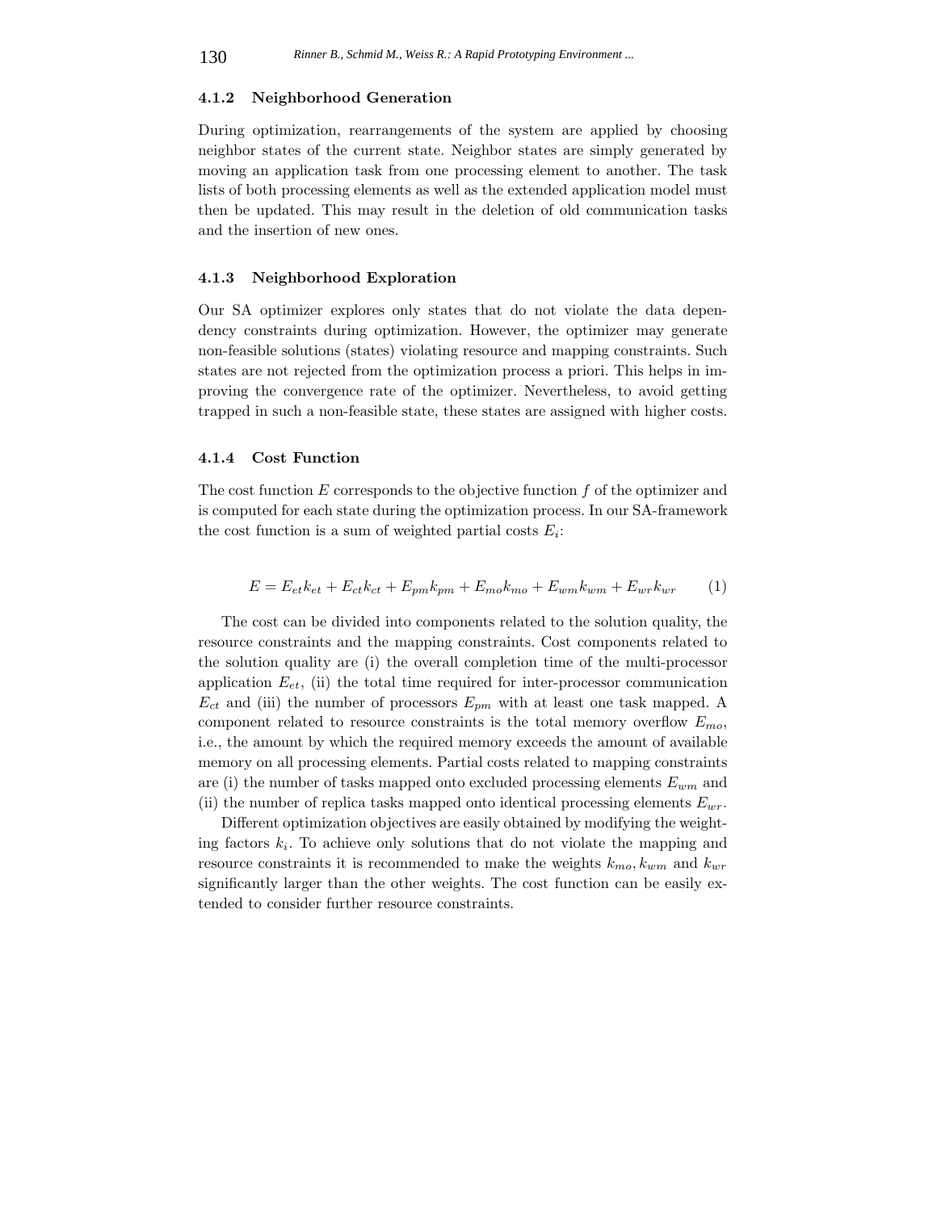#### 4.1.2 Neighborhood Generation

During optimization, rearrangements of the system are applied by choosing neighbor states of the current state. Neighbor states are simply generated by moving an application task from one processing element to another. The task lists of both processing elements as well as the extended application model must then be updated. This may result in the deletion of old communication tasks and the insertion of new ones.

#### 4.1.3 Neighborhood Exploration

Our SA optimizer explores only states that do not violate the data dependency constraints during optimization. However, the optimizer may generate non-feasible solutions (states) violating resource and mapping constraints. Such states are not rejected from the optimization process a priori. This helps in improving the convergence rate of the optimizer. Nevertheless, to avoid getting trapped in such a non-feasible state, these states are assigned with higher costs.

#### 4.1.4 Cost Function

The cost function $E$ corresponds to the objective function $f$ of the optimizer and is computed for each state during the optimization process. In our SA-framework the cost function is a sum of weighted partial costs $E_i$:

$$E = E_{et}k_{et} + E_{ct}k_{ct} + E_{pm}k_{pm} + E_{mo}k_{mo} + E_{wm}k_{wm} + E_{wr}k_{wr} \tag{1}$$

The cost can be divided into components related to the solution quality, the resource constraints and the mapping constraints. Cost components related to the solution quality are (i) the overall completion time of the multi-processor application $E_{et}$, (ii) the total time required for inter-processor communication $E_{ct}$ and (iii) the number of processors $E_{pm}$ with at least one task mapped. A component related to resource constraints is the total memory overflow $E_{mo}$, i.e., the amount by which the required memory exceeds the amount of available memory on all processing elements. Partial costs related to mapping constraints are (i) the number of tasks mapped onto excluded processing elements $E_{wm}$ and (ii) the number of replica tasks mapped onto identical processing elements $E_{wr}$.

Different optimization objectives are easily obtained by modifying the weighting factors $k_i$. To achieve only solutions that do not violate the mapping and resource constraints it is recommended to make the weights $k_{mo}, k_{wm}$ and $k_{wr}$ significantly larger than the other weights. The cost function can be easily extended to consider further resource constraints.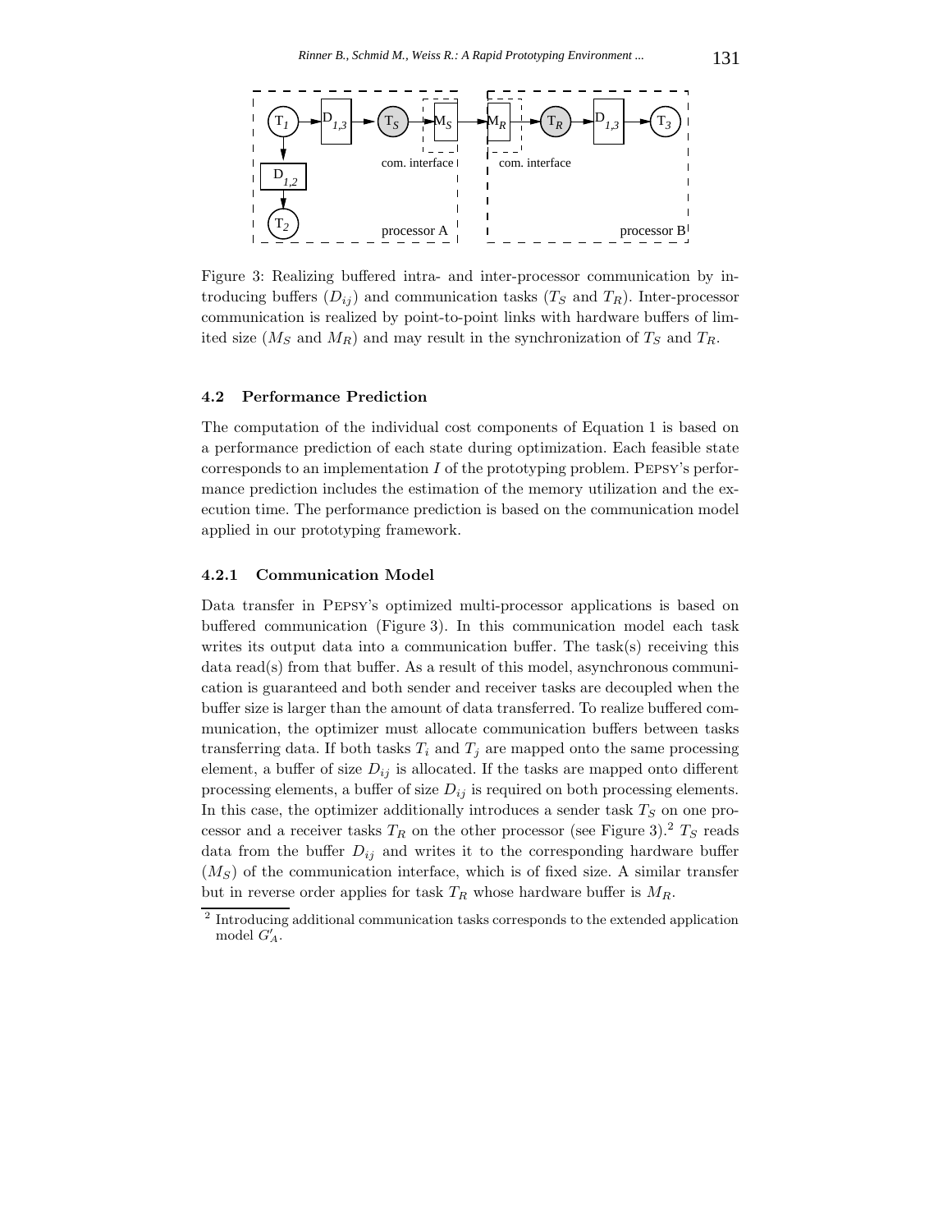Figure 3: Realizing buffered intra- and inter-processor communication by introducing buffers ($D_{ij}$) and communication tasks ($T_S$ and $T_R$). Inter-processor communication is realized by point-to-point links with hardware buffers of limited size ($M_S$ and $M_R$) and may result in the synchronization of $T_S$ and $T_R$.

### 4.2 Performance Prediction

The computation of the individual cost components of Equation 1 is based on a performance prediction of each state during optimization. Each feasible state corresponds to an implementation $I$ of the prototyping problem. Pepsy's performance prediction includes the estimation of the memory utilization and the execution time. The performance prediction is based on the communication model applied in our prototyping framework.

#### 4.2.1 Communication Model

Data transfer in Pepsy's optimized multi-processor applications is based on buffered communication (Figure 3). In this communication model each task writes its output data into a communication buffer. The task(s) receiving this data read(s) from that buffer. As a result of this model, asynchronous communication is guaranteed and both sender and receiver tasks are decoupled when the buffer size is larger than the amount of data transferred. To realize buffered communication, the optimizer must allocate communication buffers between tasks transferring data. If both tasks $T_i$ and $T_j$ are mapped onto the same processing element, a buffer of size $D_{ij}$ is allocated. If the tasks are mapped onto different processing elements, a buffer of size $D_{ij}$ is required on both processing elements. In this case, the optimizer additionally introduces a sender task $T_S$ on one processor and a receiver tasks $T_R$ on the other processor (see Figure 3).[2] $T_S$ reads data from the buffer $D_{ij}$ and writes it to the corresponding hardware buffer ($M_S$) of the communication interface, which is of fixed size. A similar transfer but in reverse order applies for task $T_R$ whose hardware buffer is $M_R$.

[2] Introducing additional communication tasks corresponds to the extended application model $G'_A$.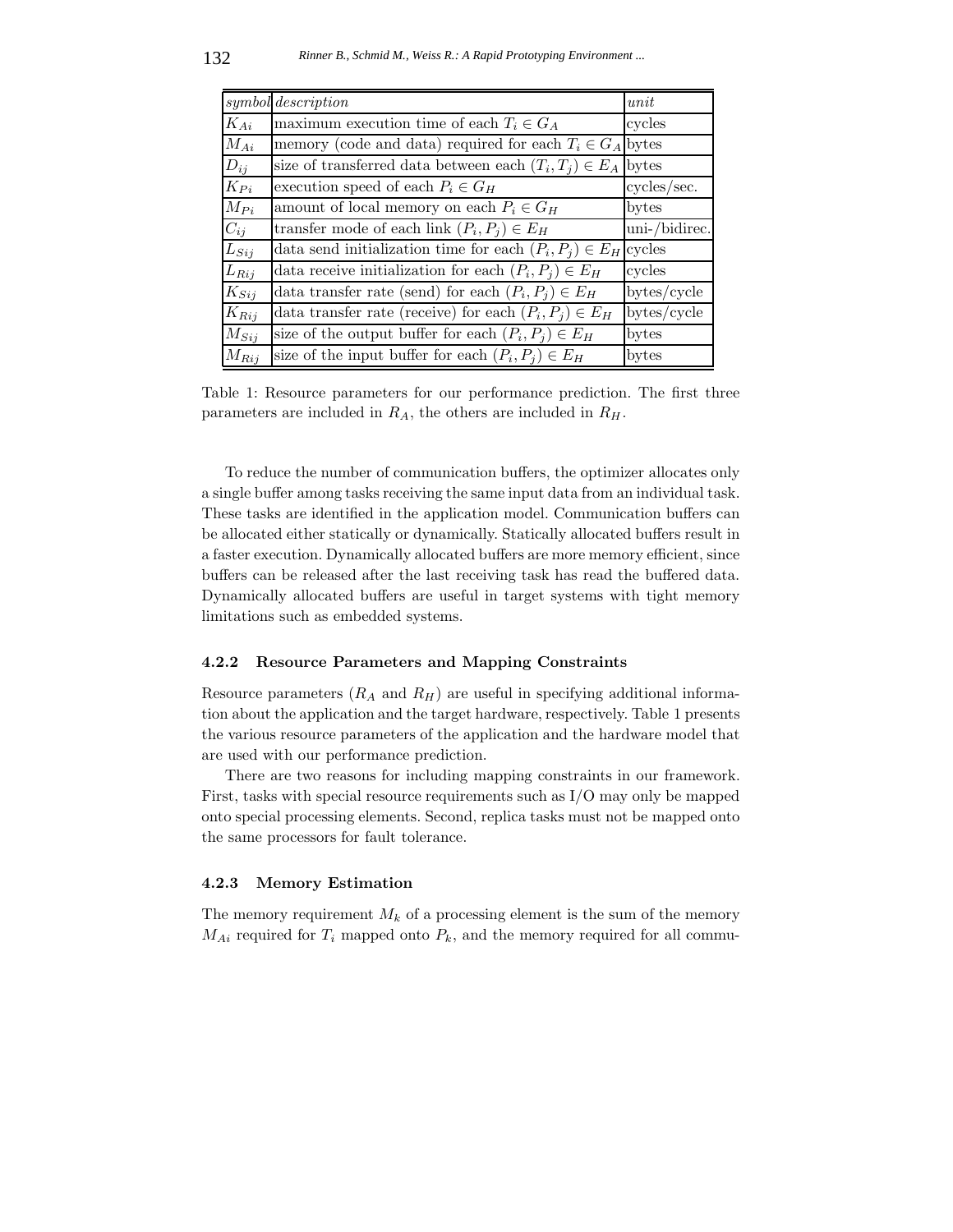| *symbol* | *description* | *unit* |
|---|---|---|
| $K_{Ai}$ | maximum execution time of each $T_i \in G_A$ | cycles |
| $M_{Ai}$ | memory (code and data) required for each $T_i \in G_A$ | bytes |
| $D_{ij}$ | size of transferred data between each $(T_i, T_j) \in E_A$ | bytes |
| $K_{Pi}$ | execution speed of each $P_i \in G_H$ | cycles/sec. |
| $M_{Pi}$ | amount of local memory on each $P_i \in G_H$ | bytes |
| $C_{ij}$ | transfer mode of each link $(P_i, P_j) \in E_H$ | uni-/bidirec. |
| $L_{Sij}$ | data send initialization time for each $(P_i, P_j) \in E_H$ | cycles |
| $L_{Rij}$ | data receive initialization for each $(P_i, P_j) \in E_H$ | cycles |
| $K_{Sij}$ | data transfer rate (send) for each $(P_i, P_j) \in E_H$ | bytes/cycle |
| $K_{Rij}$ | data transfer rate (receive) for each $(P_i, P_j) \in E_H$ | bytes/cycle |
| $M_{Sij}$ | size of the output buffer for each $(P_i, P_j) \in E_H$ | bytes |
| $M_{Rij}$ | size of the input buffer for each $(P_i, P_j) \in E_H$ | bytes |

Table 1: Resource parameters for our performance prediction. The first three parameters are included in $R_A$, the others are included in $R_H$.

To reduce the number of communication buffers, the optimizer allocates only a single buffer among tasks receiving the same input data from an individual task. These tasks are identified in the application model. Communication buffers can be allocated either statically or dynamically. Statically allocated buffers result in a faster execution. Dynamically allocated buffers are more memory efficient, since buffers can be released after the last receiving task has read the buffered data. Dynamically allocated buffers are useful in target systems with tight memory limitations such as embedded systems.

#### 4.2.2 Resource Parameters and Mapping Constraints

Resource parameters ($R_A$ and $R_H$) are useful in specifying additional information about the application and the target hardware, respectively. Table 1 presents the various resource parameters of the application and the hardware model that are used with our performance prediction.

There are two reasons for including mapping constraints in our framework. First, tasks with special resource requirements such as I/O may only be mapped onto special processing elements. Second, replica tasks must not be mapped onto the same processors for fault tolerance.

#### 4.2.3 Memory Estimation

The memory requirement $M_k$ of a processing element is the sum of the memory $M_{Ai}$ required for $T_i$ mapped onto $P_k$, and the memory required for all commu-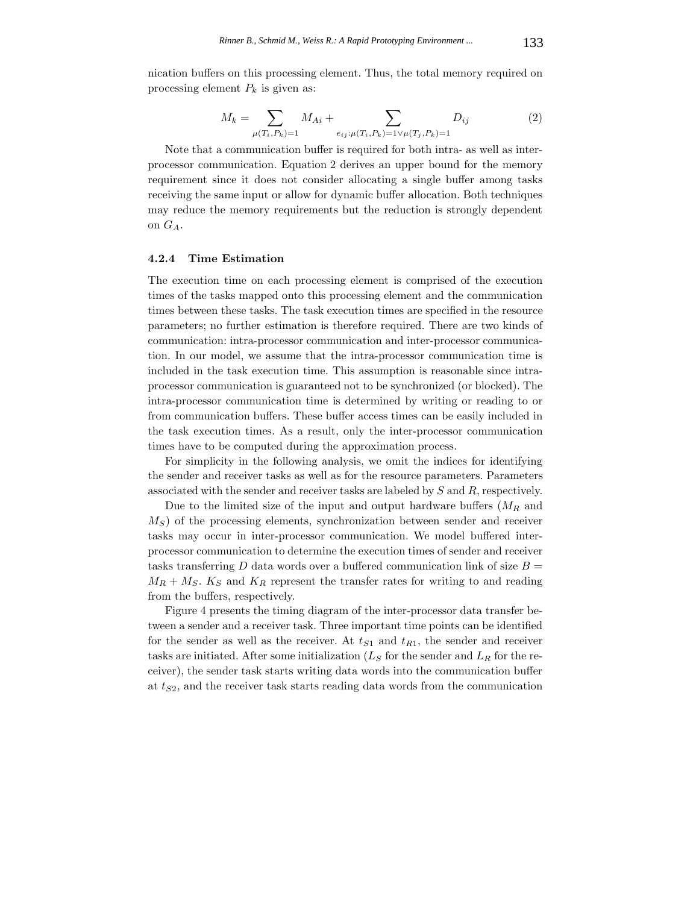nication buffers on this processing element. Thus, the total memory required on processing element $P_k$ is given as:

$$M_k = \sum_{\mu(T_i,P_k)=1} M_{Ai} + \sum_{e_{ij}:\mu(T_i,P_k)=1 \vee \mu(T_j,P_k)=1} D_{ij} \tag{2}$$

Note that a communication buffer is required for both intra- as well as inter-processor communication. Equation 2 derives an upper bound for the memory requirement since it does not consider allocating a single buffer among tasks receiving the same input or allow for dynamic buffer allocation. Both techniques may reduce the memory requirements but the reduction is strongly dependent on $G_A$.

#### 4.2.4 Time Estimation

The execution time on each processing element is comprised of the execution times of the tasks mapped onto this processing element and the communication times between these tasks. The task execution times are specified in the resource parameters; no further estimation is therefore required. There are two kinds of communication: intra-processor communication and inter-processor communication. In our model, we assume that the intra-processor communication time is included in the task execution time. This assumption is reasonable since intra-processor communication is guaranteed not to be synchronized (or blocked). The intra-processor communication time is determined by writing or reading to or from communication buffers. These buffer access times can be easily included in the task execution times. As a result, only the inter-processor communication times have to be computed during the approximation process.

For simplicity in the following analysis, we omit the indices for identifying the sender and receiver tasks as well as for the resource parameters. Parameters associated with the sender and receiver tasks are labeled by $S$ and $R$, respectively.

Due to the limited size of the input and output hardware buffers ($M_R$ and $M_S$) of the processing elements, synchronization between sender and receiver tasks may occur in inter-processor communication. We model buffered inter-processor communication to determine the execution times of sender and receiver tasks transferring $D$ data words over a buffered communication link of size $B = M_R + M_S$. $K_S$ and $K_R$ represent the transfer rates for writing to and reading from the buffers, respectively.

Figure 4 presents the timing diagram of the inter-processor data transfer between a sender and a receiver task. Three important time points can be identified for the sender as well as the receiver. At $t_{S1}$ and $t_{R1}$, the sender and receiver tasks are initiated. After some initialization ($L_S$ for the sender and $L_R$ for the receiver), the sender task starts writing data words into the communication buffer at $t_{S2}$, and the receiver task starts reading data words from the communication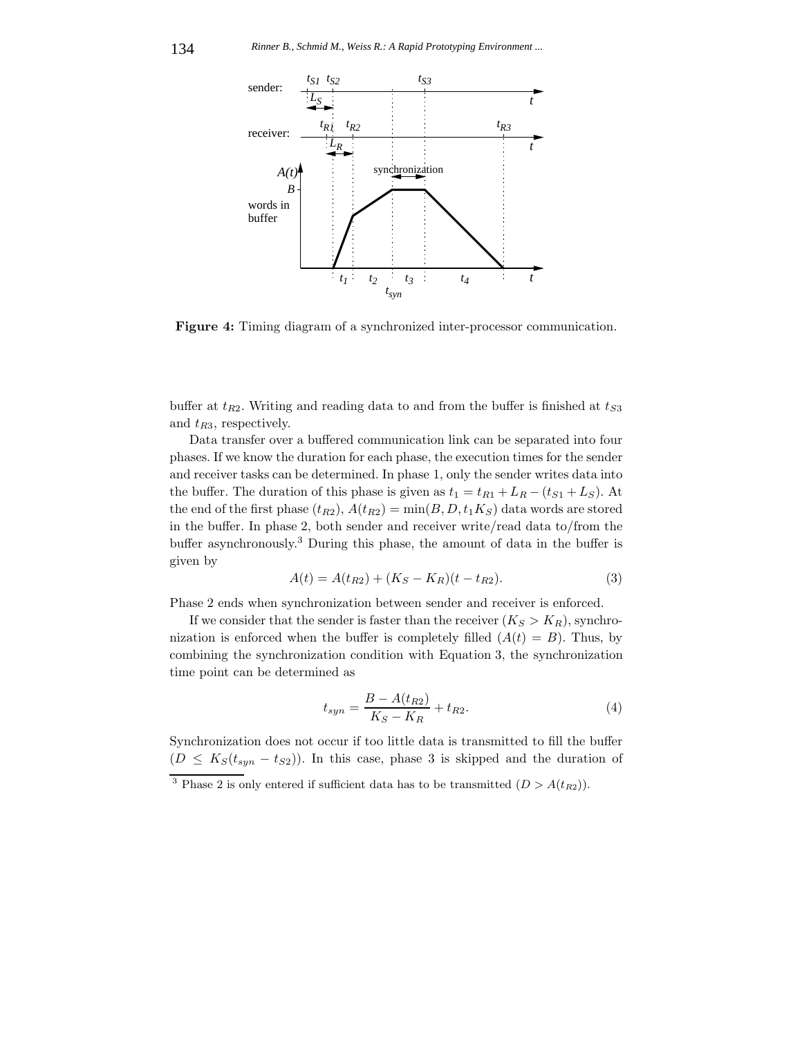**Figure 4:** Timing diagram of a synchronized inter-processor communication.

buffer at $t_{R2}$. Writing and reading data to and from the buffer is finished at $t_{S3}$ and $t_{R3}$, respectively.

Data transfer over a buffered communication link can be separated into four phases. If we know the duration for each phase, the execution times for the sender and receiver tasks can be determined. In phase 1, only the sender writes data into the buffer. The duration of this phase is given as $t_1 = t_{R1} + L_R - (t_{S1} + L_S)$. At the end of the first phase ($t_{R2}$), $A(t_{R2}) = \min(B, D, t_1 K_S)$ data words are stored in the buffer. In phase 2, both sender and receiver write/read data to/from the buffer asynchronously.[3] During this phase, the amount of data in the buffer is given by

$$A(t) = A(t_{R2}) + (K_S - K_R)(t - t_{R2}). \tag{3}$$

Phase 2 ends when synchronization between sender and receiver is enforced.

If we consider that the sender is faster than the receiver ($K_S > K_R$), synchronization is enforced when the buffer is completely filled ($A(t) = B$). Thus, by combining the synchronization condition with Equation 3, the synchronization time point can be determined as

$$t_{syn} = \frac{B - A(t_{R2})}{K_S - K_R} + t_{R2}. \tag{4}$$

Synchronization does not occur if too little data is transmitted to fill the buffer ($D \leq K_S(t_{syn} - t_{S2})$). In this case, phase 3 is skipped and the duration of

[3] Phase 2 is only entered if sufficient data has to be transmitted ($D > A(t_{R2})$).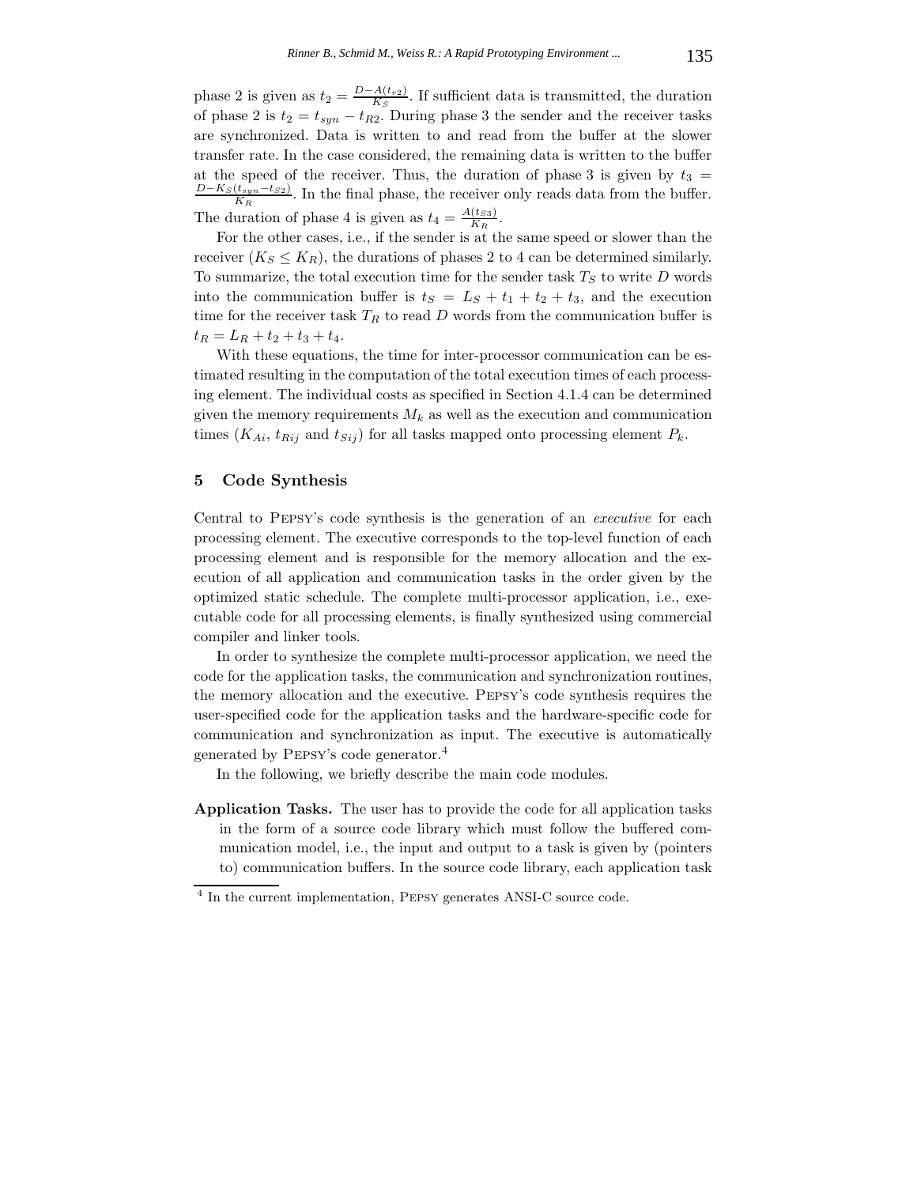phase 2 is given as $t_2 = \frac{D - A(t_{r2})}{K_S}$. If sufficient data is transmitted, the duration of phase 2 is $t_2 = t_{syn} - t_{R2}$. During phase 3 the sender and the receiver tasks are synchronized. Data is written to and read from the buffer at the slower transfer rate. In the case considered, the remaining data is written to the buffer at the speed of the receiver. Thus, the duration of phase 3 is given by $t_3 = \frac{D - K_S(t_{syn} - t_{S2})}{K_R}$. In the final phase, the receiver only reads data from the buffer. The duration of phase 4 is given as $t_4 = \frac{A(t_{S3})}{K_R}$.

For the other cases, i.e., if the sender is at the same speed or slower than the receiver ($K_S \leq K_R$), the durations of phases 2 to 4 can be determined similarly. To summarize, the total execution time for the sender task $T_S$ to write $D$ words into the communication buffer is $t_S = L_S + t_1 + t_2 + t_3$, and the execution time for the receiver task $T_R$ to read $D$ words from the communication buffer is $t_R = L_R + t_2 + t_3 + t_4$.

With these equations, the time for inter-processor communication can be estimated resulting in the computation of the total execution times of each processing element. The individual costs as specified in Section 4.1.4 can be determined given the memory requirements $M_k$ as well as the execution and communication times ($K_{Ai}$, $t_{Rij}$ and $t_{Sij}$) for all tasks mapped onto processing element $P_k$.

## 5 Code Synthesis

Central to Pepsy's code synthesis is the generation of an *executive* for each processing element. The executive corresponds to the top-level function of each processing element and is responsible for the memory allocation and the execution of all application and communication tasks in the order given by the optimized static schedule. The complete multi-processor application, i.e., executable code for all processing elements, is finally synthesized using commercial compiler and linker tools.

In order to synthesize the complete multi-processor application, we need the code for the application tasks, the communication and synchronization routines, the memory allocation and the executive. Pepsy's code synthesis requires the user-specified code for the application tasks and the hardware-specific code for communication and synchronization as input. The executive is automatically generated by Pepsy's code generator.[4]

In the following, we briefly describe the main code modules.

**Application Tasks.** The user has to provide the code for all application tasks in the form of a source code library which must follow the buffered communication model, i.e., the input and output to a task is given by (pointers to) communication buffers. In the source code library, each application task

[4] In the current implementation, Pepsy generates ANSI-C source code.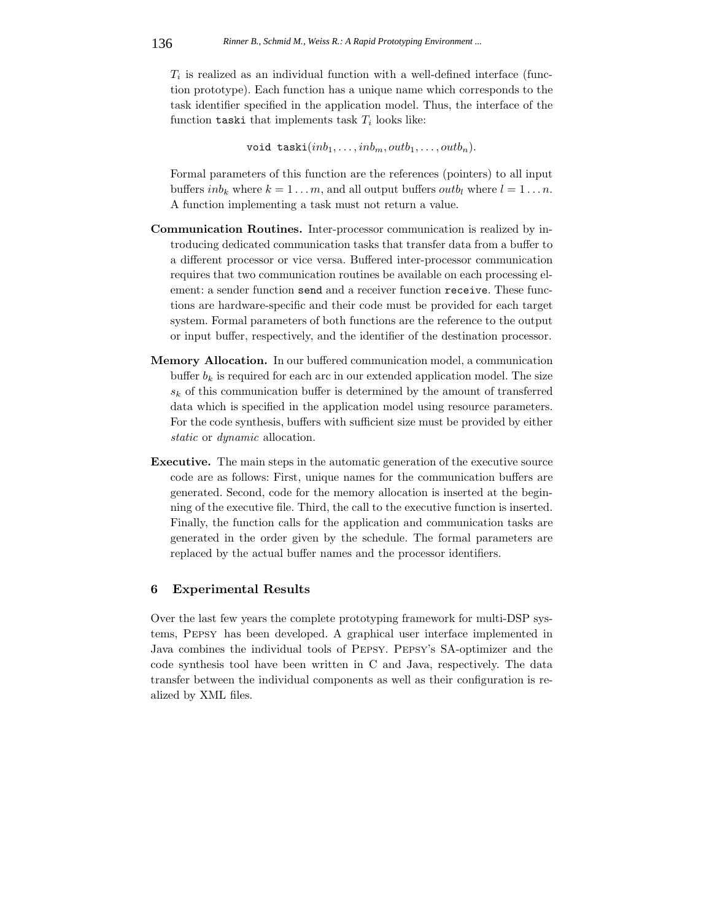$T_i$ is realized as an individual function with a well-defined interface (function prototype). Each function has a unique name which corresponds to the task identifier specified in the application model. Thus, the interface of the function `taski` that implements task $T_i$ looks like:

$$\texttt{void taski}(inb_1, \ldots, inb_m, outb_1, \ldots, outb_n).$$

Formal parameters of this function are the references (pointers) to all input buffers $inb_k$ where $k = 1 \ldots m$, and all output buffers $outb_l$ where $l = 1 \ldots n$. A function implementing a task must not return a value.

**Communication Routines.** Inter-processor communication is realized by introducing dedicated communication tasks that transfer data from a buffer to a different processor or vice versa. Buffered inter-processor communication requires that two communication routines be available on each processing element: a sender function `send` and a receiver function `receive`. These functions are hardware-specific and their code must be provided for each target system. Formal parameters of both functions are the reference to the output or input buffer, respectively, and the identifier of the destination processor.

**Memory Allocation.** In our buffered communication model, a communication buffer $b_k$ is required for each arc in our extended application model. The size $s_k$ of this communication buffer is determined by the amount of transferred data which is specified in the application model using resource parameters. For the code synthesis, buffers with sufficient size must be provided by either *static* or *dynamic* allocation.

**Executive.** The main steps in the automatic generation of the executive source code are as follows: First, unique names for the communication buffers are generated. Second, code for the memory allocation is inserted at the beginning of the executive file. Third, the call to the executive function is inserted. Finally, the function calls for the application and communication tasks are generated in the order given by the schedule. The formal parameters are replaced by the actual buffer names and the processor identifiers.

## 6 Experimental Results

Over the last few years the complete prototyping framework for multi-DSP systems, Pepsy has been developed. A graphical user interface implemented in Java combines the individual tools of Pepsy. Pepsy's SA-optimizer and the code synthesis tool have been written in C and Java, respectively. The data transfer between the individual components as well as their configuration is realized by XML files.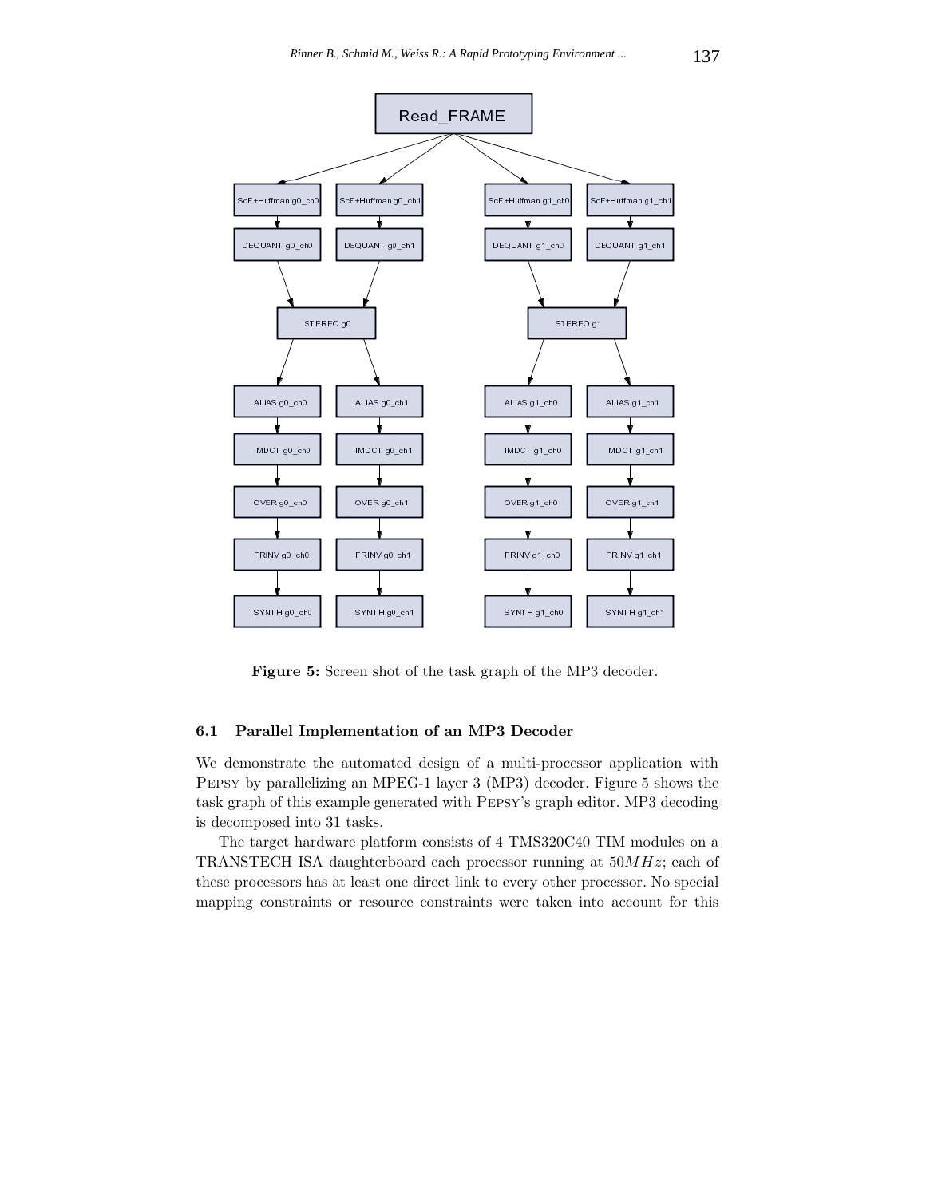Figure 5: Screen shot of the task graph of the MP3 decoder.

### 6.1 Parallel Implementation of an MP3 Decoder

We demonstrate the automated design of a multi-processor application with Pepsy by parallelizing an MPEG-1 layer 3 (MP3) decoder. Figure 5 shows the task graph of this example generated with Pepsy's graph editor. MP3 decoding is decomposed into 31 tasks.

The target hardware platform consists of 4 TMS320C40 TIM modules on a TRANSTECH ISA daughterboard each processor running at $50MHz$; each of these processors has at least one direct link to every other processor. No special mapping constraints or resource constraints were taken into account for this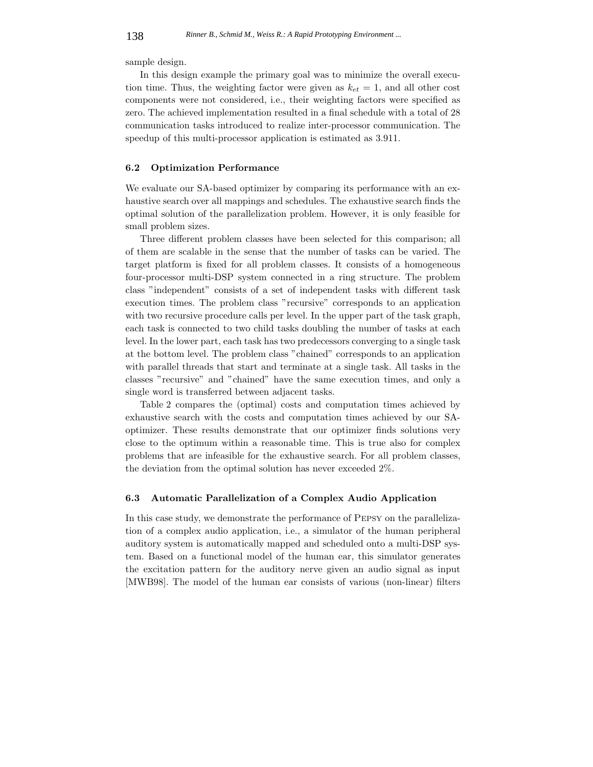sample design.

In this design example the primary goal was to minimize the overall execution time. Thus, the weighting factor were given as $k_{et} = 1$, and all other cost components were not considered, i.e., their weighting factors were specified as zero. The achieved implementation resulted in a final schedule with a total of 28 communication tasks introduced to realize inter-processor communication. The speedup of this multi-processor application is estimated as 3.911.

### 6.2 Optimization Performance

We evaluate our SA-based optimizer by comparing its performance with an exhaustive search over all mappings and schedules. The exhaustive search finds the optimal solution of the parallelization problem. However, it is only feasible for small problem sizes.

Three different problem classes have been selected for this comparison; all of them are scalable in the sense that the number of tasks can be varied. The target platform is fixed for all problem classes. It consists of a homogeneous four-processor multi-DSP system connected in a ring structure. The problem class "independent" consists of a set of independent tasks with different task execution times. The problem class "recursive" corresponds to an application with two recursive procedure calls per level. In the upper part of the task graph, each task is connected to two child tasks doubling the number of tasks at each level. In the lower part, each task has two predecessors converging to a single task at the bottom level. The problem class "chained" corresponds to an application with parallel threads that start and terminate at a single task. All tasks in the classes "recursive" and "chained" have the same execution times, and only a single word is transferred between adjacent tasks.

Table 2 compares the (optimal) costs and computation times achieved by exhaustive search with the costs and computation times achieved by our SA-optimizer. These results demonstrate that our optimizer finds solutions very close to the optimum within a reasonable time. This is true also for complex problems that are infeasible for the exhaustive search. For all problem classes, the deviation from the optimal solution has never exceeded 2%.

### 6.3 Automatic Parallelization of a Complex Audio Application

In this case study, we demonstrate the performance of Pepsy on the parallelization of a complex audio application, i.e., a simulator of the human peripheral auditory system is automatically mapped and scheduled onto a multi-DSP system. Based on a functional model of the human ear, this simulator generates the excitation pattern for the auditory nerve given an audio signal as input [MWB98]. The model of the human ear consists of various (non-linear) filters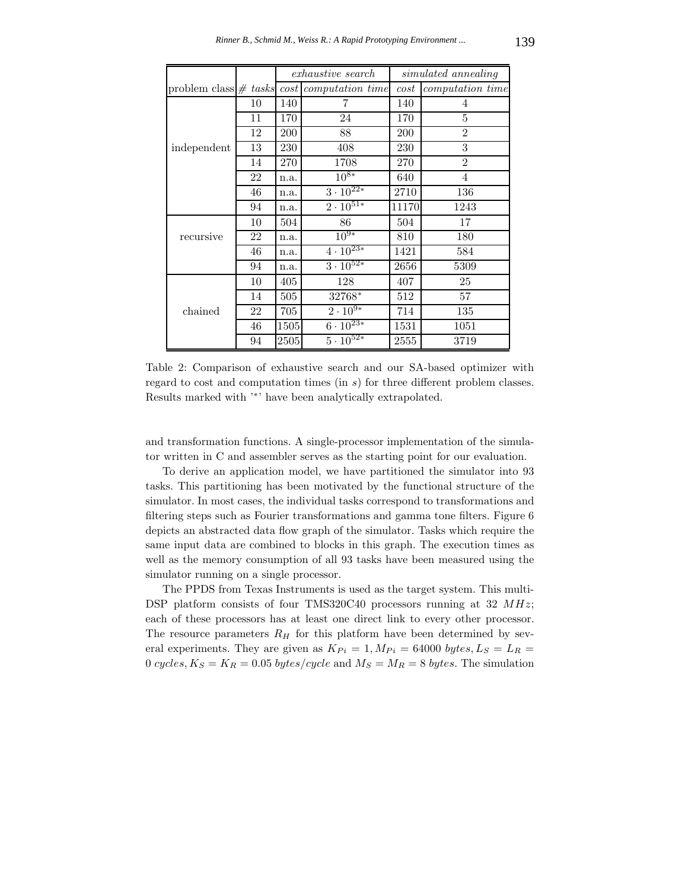| problem class | *# tasks* | *exhaustive search* | | *simulated annealing* | |
|---|---|---|---|---|---|
| | | *cost* | *computation time* | *cost* | *computation time* |
| independent | 10 | 140 | 7 | 140 | 4 |
| | 11 | 170 | 24 | 170 | 5 |
| | 12 | 200 | 88 | 200 | 2 |
| | 13 | 230 | 408 | 230 | 3 |
| | 14 | 270 | 1708 | 270 | 2 |
| | 22 | n.a. | $10^{8*}$ | 640 | 4 |
| | 46 | n.a. | $3 \cdot 10^{22*}$ | 2710 | 136 |
| | 94 | n.a. | $2 \cdot 10^{51*}$ | 11170 | 1243 |
| recursive | 10 | 504 | 86 | 504 | 17 |
| | 22 | n.a. | $10^{9*}$ | 810 | 180 |
| | 46 | n.a. | $4 \cdot 10^{23*}$ | 1421 | 584 |
| | 94 | n.a. | $3 \cdot 10^{52*}$ | 2656 | 5309 |
| chained | 10 | 405 | 128 | 407 | 25 |
| | 14 | 505 | $32768^{*}$ | 512 | 57 |
| | 22 | 705 | $2 \cdot 10^{9*}$ | 714 | 135 |
| | 46 | 1505 | $6 \cdot 10^{23*}$ | 1531 | 1051 |
| | 94 | 2505 | $5 \cdot 10^{52*}$ | 2555 | 3719 |

Table 2: Comparison of exhaustive search and our SA-based optimizer with regard to cost and computation times (in $s$) for three different problem classes. Results marked with '*' have been analytically extrapolated.

and transformation functions. A single-processor implementation of the simulator written in C and assembler serves as the starting point for our evaluation.

To derive an application model, we have partitioned the simulator into 93 tasks. This partitioning has been motivated by the functional structure of the simulator. In most cases, the individual tasks correspond to transformations and filtering steps such as Fourier transformations and gamma tone filters. Figure 6 depicts an abstracted data flow graph of the simulator. Tasks which require the same input data are combined to blocks in this graph. The execution times as well as the memory consumption of all 93 tasks have been measured using the simulator running on a single processor.

The PPDS from Texas Instruments is used as the target system. This multi-DSP platform consists of four TMS320C40 processors running at 32 $MHz$; each of these processors has at least one direct link to every other processor. The resource parameters $R_H$ for this platform have been determined by several experiments. They are given as $K_{Pi} = 1, M_{Pi} = 64000$ $bytes, L_S = L_R = 0$ $cycles, K_S = K_R = 0.05$ $bytes/cycle$ and $M_S = M_R = 8$ $bytes$. The simulation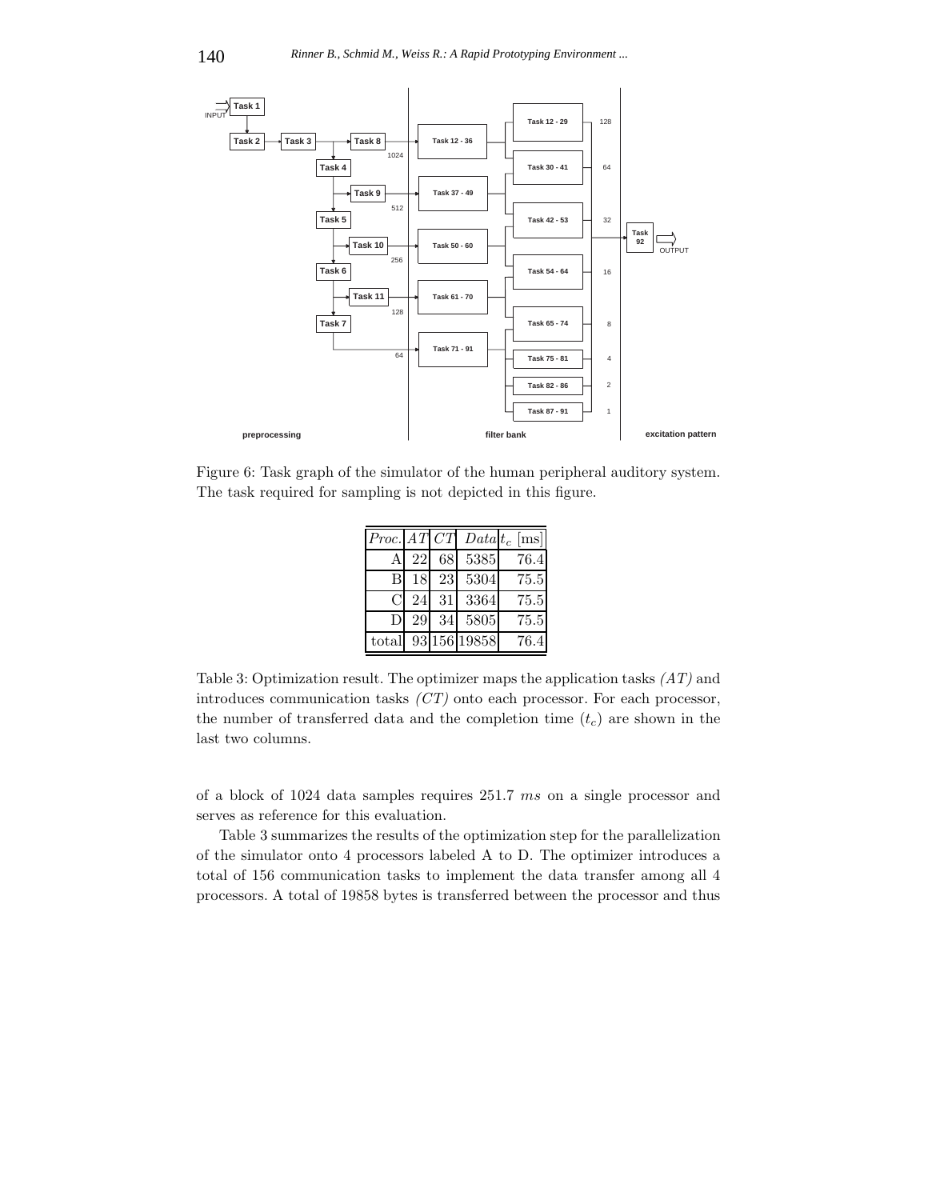Figure 6: Task graph of the simulator of the human peripheral auditory system. The task required for sampling is not depicted in this figure.

| *Proc.* | *AT* | *CT* | *Data* | $t_c$ [ms] |
|---|---|---|---|---|
| A | 22 | 68 | 5385 | 76.4 |
| B | 18 | 23 | 5304 | 75.5 |
| C | 24 | 31 | 3364 | 75.5 |
| D | 29 | 34 | 5805 | 75.5 |
| total | 93 | 156 | 19858 | 76.4 |

Table 3: Optimization result. The optimizer maps the application tasks *(AT)* and introduces communication tasks *(CT)* onto each processor. For each processor, the number of transferred data and the completion time ($t_c$) are shown in the last two columns.

of a block of 1024 data samples requires 251.7 *ms* on a single processor and serves as reference for this evaluation.

Table 3 summarizes the results of the optimization step for the parallelization of the simulator onto 4 processors labeled A to D. The optimizer introduces a total of 156 communication tasks to implement the data transfer among all 4 processors. A total of 19858 bytes is transferred between the processor and thus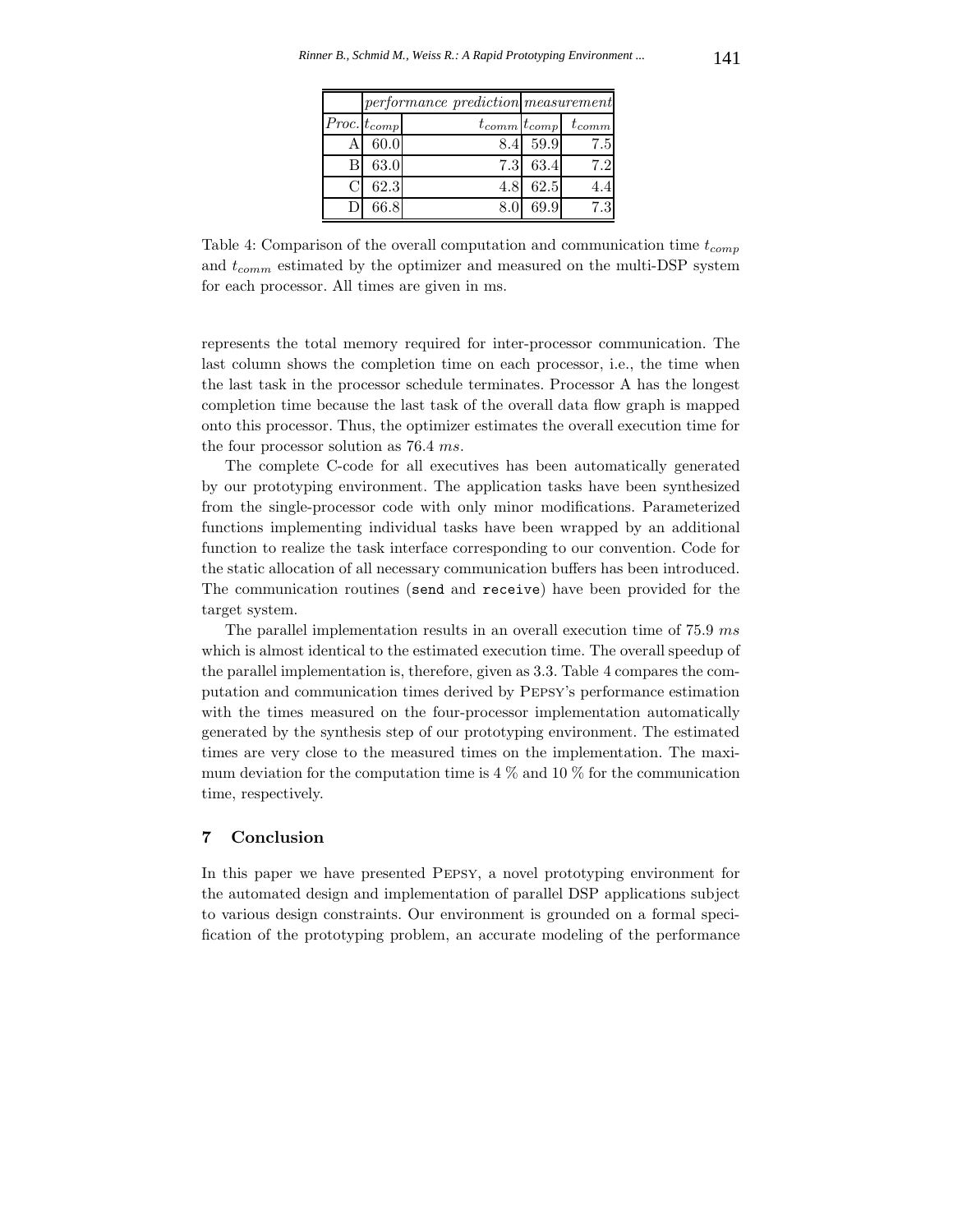| | *performance prediction* | | *measurement* | |
|---|---|---|---|---|
| *Proc.* | $t_{comp}$ | $t_{comm}$ | $t_{comp}$ | $t_{comm}$ |
| A | 60.0 | 8.4 | 59.9 | 7.5 |
| B | 63.0 | 7.3 | 63.4 | 7.2 |
| C | 62.3 | 4.8 | 62.5 | 4.4 |
| D | 66.8 | 8.0 | 69.9 | 7.3 |

Table 4: Comparison of the overall computation and communication time $t_{comp}$ and $t_{comm}$ estimated by the optimizer and measured on the multi-DSP system for each processor. All times are given in ms.

represents the total memory required for inter-processor communication. The last column shows the completion time on each processor, i.e., the time when the last task in the processor schedule terminates. Processor A has the longest completion time because the last task of the overall data flow graph is mapped onto this processor. Thus, the optimizer estimates the overall execution time for the four processor solution as 76.4 $ms$.

The complete C-code for all executives has been automatically generated by our prototyping environment. The application tasks have been synthesized from the single-processor code with only minor modifications. Parameterized functions implementing individual tasks have been wrapped by an additional function to realize the task interface corresponding to our convention. Code for the static allocation of all necessary communication buffers has been introduced. The communication routines (`send` and `receive`) have been provided for the target system.

The parallel implementation results in an overall execution time of 75.9 $ms$ which is almost identical to the estimated execution time. The overall speedup of the parallel implementation is, therefore, given as 3.3. Table 4 compares the computation and communication times derived by Pepsy's performance estimation with the times measured on the four-processor implementation automatically generated by the synthesis step of our prototyping environment. The estimated times are very close to the measured times on the implementation. The maximum deviation for the computation time is 4 % and 10 % for the communication time, respectively.

## 7 Conclusion

In this paper we have presented Pepsy, a novel prototyping environment for the automated design and implementation of parallel DSP applications subject to various design constraints. Our environment is grounded on a formal specification of the prototyping problem, an accurate modeling of the performance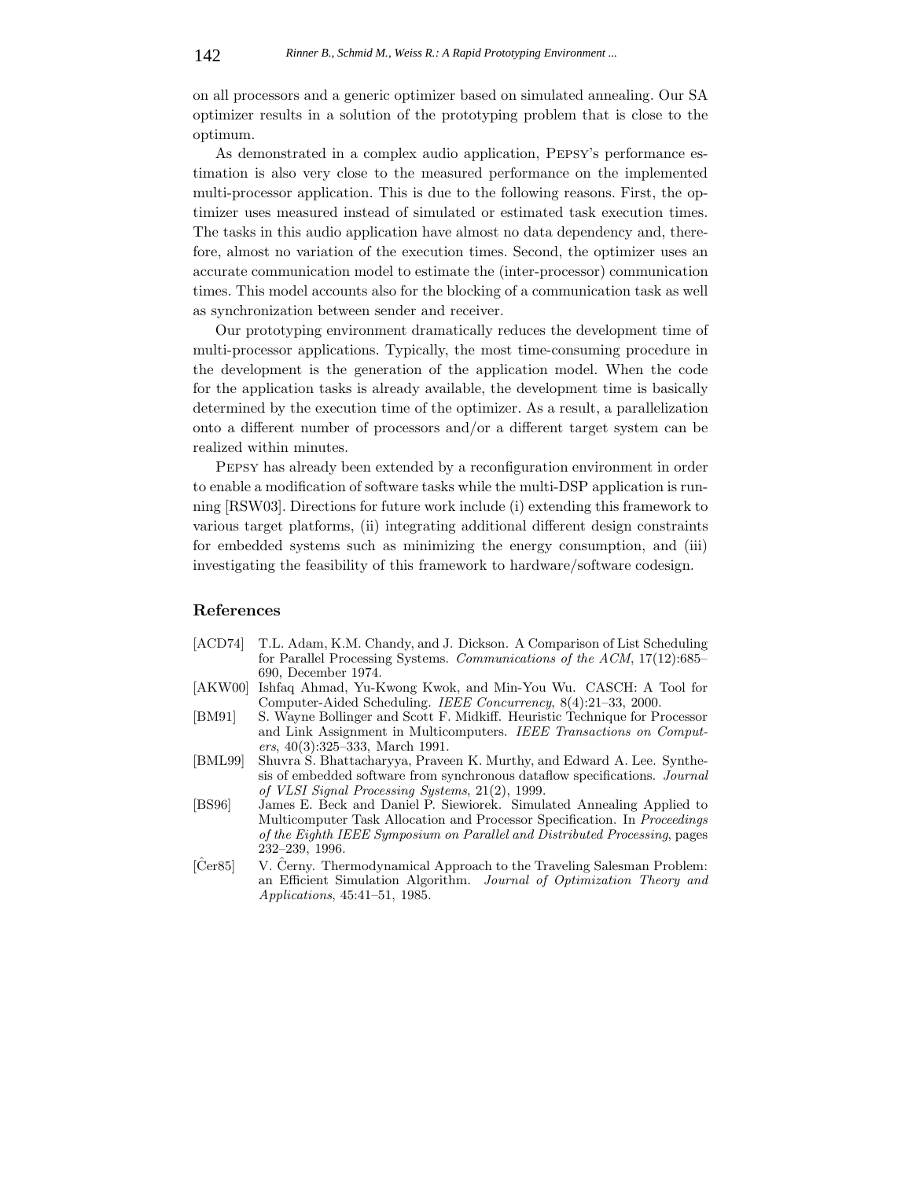on all processors and a generic optimizer based on simulated annealing. Our SA optimizer results in a solution of the prototyping problem that is close to the optimum.

As demonstrated in a complex audio application, PEPSY's performance estimation is also very close to the measured performance on the implemented multi-processor application. This is due to the following reasons. First, the optimizer uses measured instead of simulated or estimated task execution times. The tasks in this audio application have almost no data dependency and, therefore, almost no variation of the execution times. Second, the optimizer uses an accurate communication model to estimate the (inter-processor) communication times. This model accounts also for the blocking of a communication task as well as synchronization between sender and receiver.

Our prototyping environment dramatically reduces the development time of multi-processor applications. Typically, the most time-consuming procedure in the development is the generation of the application model. When the code for the application tasks is already available, the development time is basically determined by the execution time of the optimizer. As a result, a parallelization onto a different number of processors and/or a different target system can be realized within minutes.

PEPSY has already been extended by a reconfiguration environment in order to enable a modification of software tasks while the multi-DSP application is running [RSW03]. Directions for future work include (i) extending this framework to various target platforms, (ii) integrating additional different design constraints for embedded systems such as minimizing the energy consumption, and (iii) investigating the feasibility of this framework to hardware/software codesign.

## References

[ACD74] T.L. Adam, K.M. Chandy, and J. Dickson. A Comparison of List Scheduling for Parallel Processing Systems. *Communications of the ACM*, 17(12):685–690, December 1974.

[AKW00] Ishfaq Ahmad, Yu-Kwong Kwok, and Min-You Wu. CASCH: A Tool for Computer-Aided Scheduling. *IEEE Concurrency*, 8(4):21–33, 2000.

[BM91] S. Wayne Bollinger and Scott F. Midkiff. Heuristic Technique for Processor and Link Assignment in Multicomputers. *IEEE Transactions on Computers*, 40(3):325–333, March 1991.

[BML99] Shuvra S. Bhattacharyya, Praveen K. Murthy, and Edward A. Lee. Synthesis of embedded software from synchronous dataflow specifications. *Journal of VLSI Signal Processing Systems*, 21(2), 1999.

[BS96] James E. Beck and Daniel P. Siewiorek. Simulated Annealing Applied to Multicomputer Task Allocation and Processor Specification. In *Proceedings of the Eighth IEEE Symposium on Parallel and Distributed Processing*, pages 232–239, 1996.

[Ĉer85] V. Ĉerny. Thermodynamical Approach to the Traveling Salesman Problem: an Efficient Simulation Algorithm. *Journal of Optimization Theory and Applications*, 45:41–51, 1985.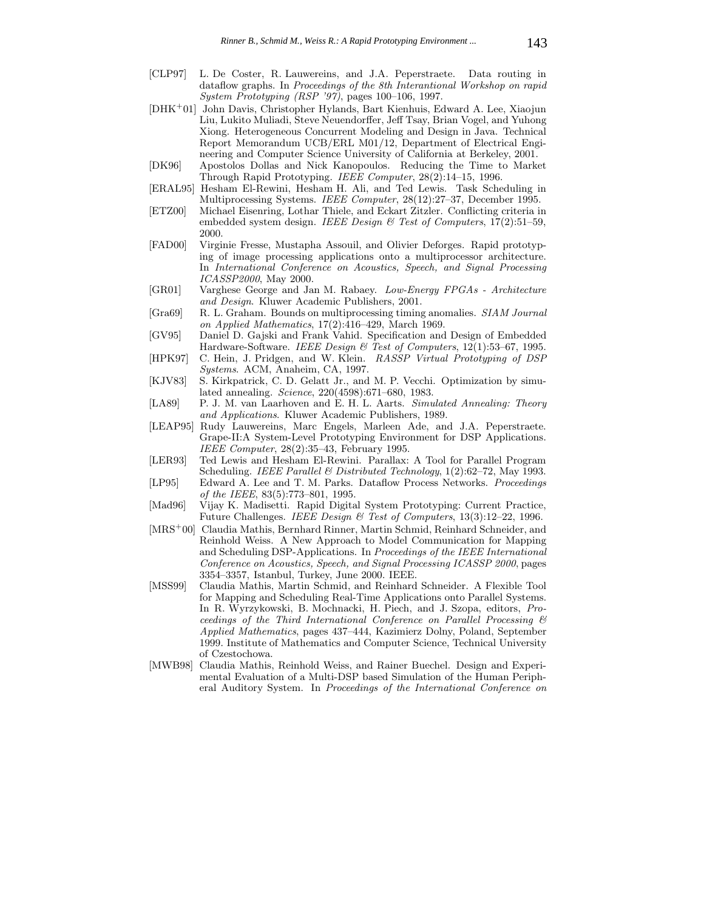[CLP97] L. De Coster, R. Lauwereins, and J.A. Peperstraete. Data routing in dataflow graphs. In *Proceedings of the 8th Interantional Workshop on rapid System Prototyping (RSP '97)*, pages 100–106, 1997.

[DHK+01] John Davis, Christopher Hylands, Bart Kienhuis, Edward A. Lee, Xiaojun Liu, Lukito Muliadi, Steve Neuendorffer, Jeff Tsay, Brian Vogel, and Yuhong Xiong. Heterogeneous Concurrent Modeling and Design in Java. Technical Report Memorandum UCB/ERL M01/12, Department of Electrical Engineering and Computer Science University of California at Berkeley, 2001.

[DK96] Apostolos Dollas and Nick Kanopoulos. Reducing the Time to Market Through Rapid Prototyping. *IEEE Computer*, 28(2):14–15, 1996.

[ERAL95] Hesham El-Rewini, Hesham H. Ali, and Ted Lewis. Task Scheduling in Multiprocessing Systems. *IEEE Computer*, 28(12):27–37, December 1995.

[ETZ00] Michael Eisenring, Lothar Thiele, and Eckart Zitzler. Conflicting criteria in embedded system design. *IEEE Design & Test of Computers*, 17(2):51–59, 2000.

[FAD00] Virginie Fresse, Mustapha Assouil, and Olivier Deforges. Rapid prototyping of image processing applications onto a multiprocessor architecture. In *International Conference on Acoustics, Speech, and Signal Processing ICASSP2000*, May 2000.

[GR01] Varghese George and Jan M. Rabaey. *Low-Energy FPGAs - Architecture and Design*. Kluwer Academic Publishers, 2001.

[Gra69] R. L. Graham. Bounds on multiprocessing timing anomalies. *SIAM Journal on Applied Mathematics*, 17(2):416–429, March 1969.

[GV95] Daniel D. Gajski and Frank Vahid. Specification and Design of Embedded Hardware-Software. *IEEE Design & Test of Computers*, 12(1):53–67, 1995.

[HPK97] C. Hein, J. Pridgen, and W. Klein. *RASSP Virtual Prototyping of DSP Systems*. ACM, Anaheim, CA, 1997.

[KJV83] S. Kirkpatrick, C. D. Gelatt Jr., and M. P. Vecchi. Optimization by simulated annealing. *Science*, 220(4598):671–680, 1983.

[LA89] P. J. M. van Laarhoven and E. H. L. Aarts. *Simulated Annealing: Theory and Applications*. Kluwer Academic Publishers, 1989.

[LEAP95] Rudy Lauwereins, Marc Engels, Marleen Ade, and J.A. Peperstraete. Grape-II:A System-Level Prototyping Environment for DSP Applications. *IEEE Computer*, 28(2):35–43, February 1995.

[LER93] Ted Lewis and Hesham El-Rewini. Parallax: A Tool for Parallel Program Scheduling. *IEEE Parallel & Distributed Technology*, 1(2):62–72, May 1993.

[LP95] Edward A. Lee and T. M. Parks. Dataflow Process Networks. *Proceedings of the IEEE*, 83(5):773–801, 1995.

[Mad96] Vijay K. Madisetti. Rapid Digital System Prototyping: Current Practice, Future Challenges. *IEEE Design & Test of Computers*, 13(3):12–22, 1996.

[MRS+00] Claudia Mathis, Bernhard Rinner, Martin Schmid, Reinhard Schneider, and Reinhold Weiss. A New Approach to Model Communication for Mapping and Scheduling DSP-Applications. In *Proceedings of the IEEE International Conference on Acoustics, Speech, and Signal Processing ICASSP 2000*, pages 3354–3357, Istanbul, Turkey, June 2000. IEEE.

[MSS99] Claudia Mathis, Martin Schmid, and Reinhard Schneider. A Flexible Tool for Mapping and Scheduling Real-Time Applications onto Parallel Systems. In R. Wyrzykowski, B. Mochnacki, H. Piech, and J. Szopa, editors, *Proceedings of the Third International Conference on Parallel Processing & Applied Mathematics*, pages 437–444, Kazimierz Dolny, Poland, September 1999. Institute of Mathematics and Computer Science, Technical University of Czestochowa.

[MWB98] Claudia Mathis, Reinhold Weiss, and Rainer Buechel. Design and Experimental Evaluation of a Multi-DSP based Simulation of the Human Peripheral Auditory System. In *Proceedings of the International Conference on*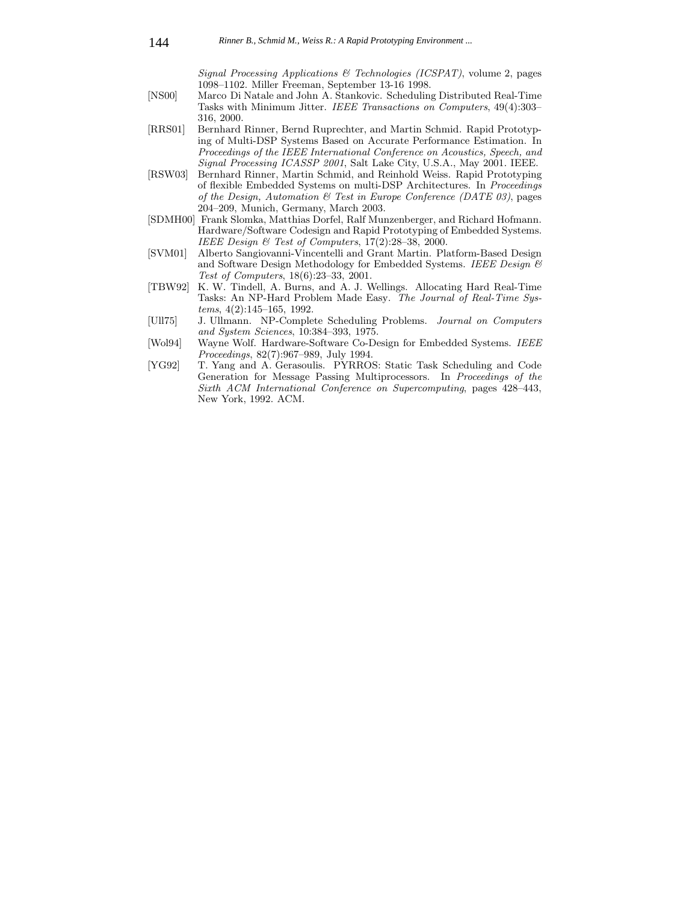*Signal Processing Applications & Technologies (ICSPAT)*, volume 2, pages 1098–1102. Miller Freeman, September 13-16 1998.

[NS00] Marco Di Natale and John A. Stankovic. Scheduling Distributed Real-Time Tasks with Minimum Jitter. *IEEE Transactions on Computers*, 49(4):303–316, 2000.

[RRS01] Bernhard Rinner, Bernd Ruprechter, and Martin Schmid. Rapid Prototyping of Multi-DSP Systems Based on Accurate Performance Estimation. In *Proceedings of the IEEE International Conference on Acoustics, Speech, and Signal Processing ICASSP 2001*, Salt Lake City, U.S.A., May 2001. IEEE.

[RSW03] Bernhard Rinner, Martin Schmid, and Reinhold Weiss. Rapid Prototyping of flexible Embedded Systems on multi-DSP Architectures. In *Proceedings of the Design, Automation & Test in Europe Conference (DATE 03)*, pages 204–209, Munich, Germany, March 2003.

[SDMH00] Frank Slomka, Matthias Dorfel, Ralf Munzenberger, and Richard Hofmann. Hardware/Software Codesign and Rapid Prototyping of Embedded Systems. *IEEE Design & Test of Computers*, 17(2):28–38, 2000.

[SVM01] Alberto Sangiovanni-Vincentelli and Grant Martin. Platform-Based Design and Software Design Methodology for Embedded Systems. *IEEE Design & Test of Computers*, 18(6):23–33, 2001.

[TBW92] K. W. Tindell, A. Burns, and A. J. Wellings. Allocating Hard Real-Time Tasks: An NP-Hard Problem Made Easy. *The Journal of Real-Time Systems*, 4(2):145–165, 1992.

[Ull75] J. Ullmann. NP-Complete Scheduling Problems. *Journal on Computers and System Sciences*, 10:384–393, 1975.

[Wol94] Wayne Wolf. Hardware-Software Co-Design for Embedded Systems. *IEEE Proceedings*, 82(7):967–989, July 1994.

[YG92] T. Yang and A. Gerasoulis. PYRROS: Static Task Scheduling and Code Generation for Message Passing Multiprocessors. In *Proceedings of the Sixth ACM International Conference on Supercomputing*, pages 428–443, New York, 1992. ACM.